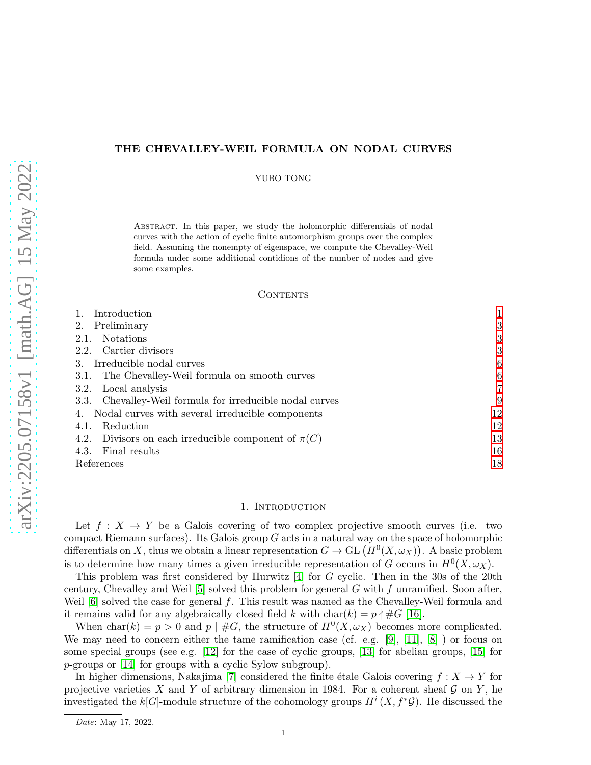# THE CHEVALLEY-WEIL FORMULA ON NODAL CURVES

YUBO TONG

Abstract. In this paper, we study the holomorphic differentials of nodal curves with the action of cyclic finite automorphism groups over the complex field. Assuming the nonempty of eigenspace, we compute the Chevalley-Weil formula under some additional contidions of the number of nodes and give some examples.

## Contents

1. Introduction 1
2. Preliminary 3
   - 2.1. Notations 3
   - 2.2. Cartier divisors 3
3. Irreducible nodal curves 6
   - 3.1. The Chevalley-Weil formula on smooth curves 6
   - 3.2. Local analysis 7
   - 3.3. Chevalley-Weil formula for irreducible nodal curves 9
4. Nodal curves with several irreducible components 12
   - 4.1. Reduction 12
   - 4.2. Divisors on each irreducible component of $\pi(C)$ 13
   - 4.3. Final results 16

References 18

## 1. Introduction

Let $f : X \to Y$ be a Galois covering of two complex projective smooth curves (i.e. two compact Riemann surfaces). Its Galois group $G$ acts in a natural way on the space of holomorphic differentials on $X$, thus we obtain a linear representation $G \to \mathrm{GL}\left(H^0(X, \omega_X)\right)$. A basic problem is to determine how many times a given irreducible representation of $G$ occurs in $H^0(X, \omega_X)$.

This problem was first considered by Hurwitz [4] for $G$ cyclic. Then in the 30s of the 20th century, Chevalley and Weil [5] solved this problem for general $G$ with $f$ unramified. Soon after, Weil [6] solved the case for general $f$. This result was named as the Chevalley-Weil formula and it remains valid for any algebraically closed field $k$ with $\mathrm{char}(k) = p \nmid \#G$ [16].

When $\mathrm{char}(k) = p > 0$ and $p \mid \#G$, the structure of $H^0(X, \omega_X)$ becomes more complicated. We may need to concern either the tame ramification case (cf. e.g. [9], [11], [8] ) or focus on some special groups (see e.g. [12] for the case of cyclic groups, [13] for abelian groups, [15] for $p$-groups or [14] for groups with a cyclic Sylow subgroup).

In higher dimensions, Nakajima [7] considered the finite étale Galois covering $f : X \to Y$ for projective varieties $X$ and $Y$ of arbitrary dimension in 1984. For a coherent sheaf $\mathcal{G}$ on $Y$, he investigated the $k[G]$-module structure of the cohomology groups $H^i\left(X, f^*\mathcal{G}\right)$. He discussed the

---

*Date*: May 17, 2022.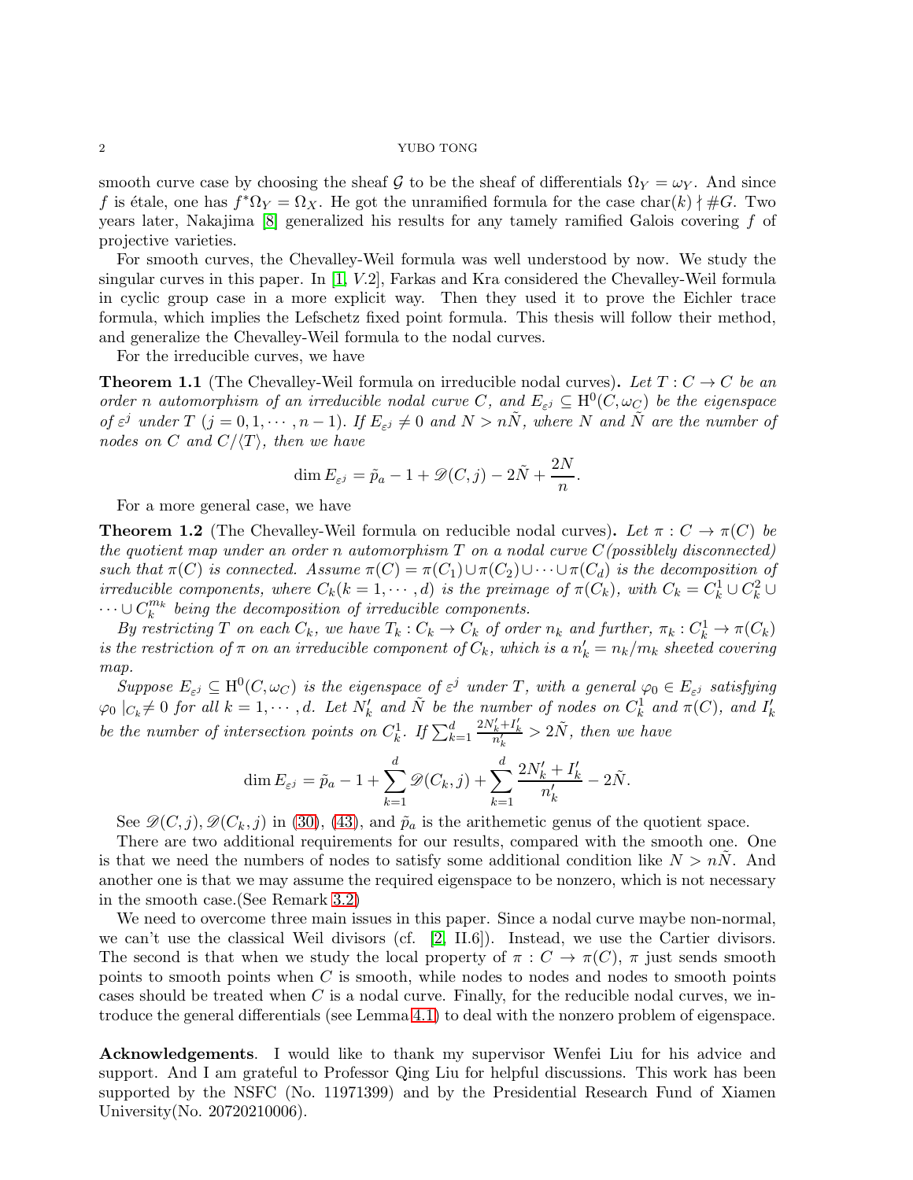smooth curve case by choosing the sheaf $\mathcal{G}$ to be the sheaf of differentials $\Omega_Y = \omega_Y$. And since $f$ is étale, one has $f^*\Omega_Y = \Omega_X$. He got the unramified formula for the case $\mathrm{char}(k) \nmid \#G$. Two years later, Nakajima [8] generalized his results for any tamely ramified Galois covering $f$ of projective varieties.

For smooth curves, the Chevalley-Weil formula was well understood by now. We study the singular curves in this paper. In [1, V.2], Farkas and Kra considered the Chevalley-Weil formula in cyclic group case in a more explicit way. Then they used it to prove the Eichler trace formula, which implies the Lefschetz fixed point formula. This thesis will follow their method, and generalize the Chevalley-Weil formula to the nodal curves.

For the irreducible curves, we have

**Theorem 1.1** (The Chevalley-Weil formula on irreducible nodal curves). *Let $T : C \to C$ be an order $n$ automorphism of an irreducible nodal curve $C$, and $E_{\varepsilon^j} \subseteq \mathrm{H}^0(C, \omega_C)$ be the eigenspace of $\varepsilon^j$ under $T$ ($j = 0, 1, \cdots, n-1$). If $E_{\varepsilon^j} \neq 0$ and $N > n\tilde{N}$, where $N$ and $\tilde{N}$ are the number of nodes on $C$ and $C/\langle T\rangle$, then we have*

$$\dim E_{\varepsilon^j} = \tilde{p}_a - 1 + \mathscr{D}(C, j) - 2\tilde{N} + \frac{2N}{n}.$$

For a more general case, we have

**Theorem 1.2** (The Chevalley-Weil formula on reducible nodal curves). *Let $\pi : C \to \pi(C)$ be the quotient map under an order $n$ automorphism $T$ on a nodal curve $C$(possiblely disconnected) such that $\pi(C)$ is connected. Assume $\pi(C) = \pi(C_1) \cup \pi(C_2) \cup \cdots \cup \pi(C_d)$ is the decomposition of irreducible components, where $C_k(k = 1, \cdots, d)$ is the preimage of $\pi(C_k)$, with $C_k = C_k^1 \cup C_k^2 \cup \cdots \cup C_k^{m_k}$ being the decomposition of irreducible components.*

*By restricting $T$ on each $C_k$, we have $T_k : C_k \to C_k$ of order $n_k$ and further, $\pi_k : C_k^1 \to \pi(C_k)$ is the restriction of $\pi$ on an irreducible component of $C_k$, which is a $n_k' = n_k/m_k$ sheeted covering map.*

*Suppose $E_{\varepsilon^j} \subseteq \mathrm{H}^0(C, \omega_C)$ is the eigenspace of $\varepsilon^j$ under $T$, with a general $\varphi_0 \in E_{\varepsilon^j}$ satisfying $\varphi_0 \mid_{C_k} \neq 0$ for all $k = 1, \cdots, d$. Let $N_k'$ and $\tilde{N}$ be the number of nodes on $C_k^1$ and $\pi(C)$, and $I_k'$ be the number of intersection points on $C_k^1$. If $\sum_{k=1}^d \frac{2N_k' + I_k'}{n_k'} > 2\tilde{N}$, then we have*

$$\dim E_{\varepsilon^j} = \tilde{p}_a - 1 + \sum_{k=1}^d \mathscr{D}(C_k, j) + \sum_{k=1}^d \frac{2N_k' + I_k'}{n_k'} - 2\tilde{N}.$$

See $\mathscr{D}(C, j), \mathscr{D}(C_k, j)$ in (30), (43), and $\tilde{p}_a$ is the arithemetic genus of the quotient space.

There are two additional requirements for our results, compared with the smooth one. One is that we need the numbers of nodes to satisfy some additional condition like $N > n\tilde{N}$. And another one is that we may assume the required eigenspace to be nonzero, which is not necessary in the smooth case.(See Remark 3.2)

We need to overcome three main issues in this paper. Since a nodal curve maybe non-normal, we can't use the classical Weil divisors (cf. [2, II.6]). Instead, we use the Cartier divisors. The second is that when we study the local property of $\pi : C \to \pi(C)$, $\pi$ just sends smooth points to smooth points when $C$ is smooth, while nodes to nodes and nodes to smooth points cases should be treated when $C$ is a nodal curve. Finally, for the reducible nodal curves, we introduce the general differentials (see Lemma 4.1) to deal with the nonzero problem of eigenspace.

**Acknowledgements**. I would like to thank my supervisor Wenfei Liu for his advice and support. And I am grateful to Professor Qing Liu for helpful discussions. This work has been supported by the NSFC (No. 11971399) and by the Presidential Research Fund of Xiamen University(No. 20720210006).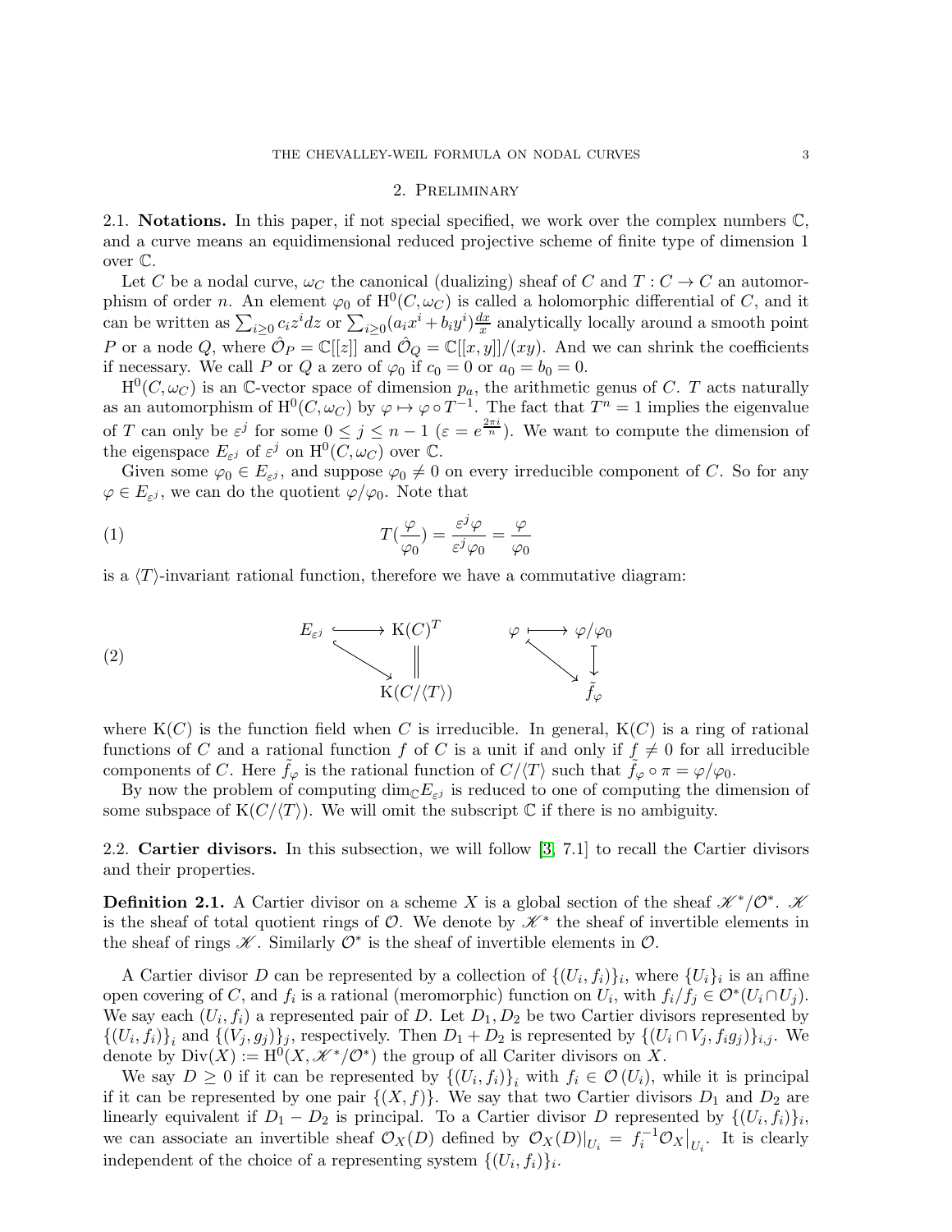## 2. Preliminary

2.1. **Notations.** In this paper, if not special specified, we work over the complex numbers $\mathbb{C}$, and a curve means an equidimensional reduced projective scheme of finite type of dimension 1 over $\mathbb{C}$.

Let $C$ be a nodal curve, $\omega_C$ the canonical (dualizing) sheaf of $C$ and $T : C \to C$ an automorphism of order $n$. An element $\varphi_0$ of $\mathrm{H}^0(C, \omega_C)$ is called a holomorphic differential of $C$, and it can be written as $\sum_{i\geq 0} c_i z^i dz$ or $\sum_{i\geq 0}(a_i x^i + b_i y^i)\frac{dx}{x}$ analytically locally around a smooth point $P$ or a node $Q$, where $\hat{\mathcal{O}}_P = \mathbb{C}[[z]]$ and $\hat{\mathcal{O}}_Q = \mathbb{C}[[x, y]]/(xy)$. And we can shrink the coefficients if necessary. We call $P$ or $Q$ a zero of $\varphi_0$ if $c_0 = 0$ or $a_0 = b_0 = 0$.

$\mathrm{H}^0(C, \omega_C)$ is an $\mathbb{C}$-vector space of dimension $p_a$, the arithmetic genus of $C$. $T$ acts naturally as an automorphism of $\mathrm{H}^0(C, \omega_C)$ by $\varphi \mapsto \varphi \circ T^{-1}$. The fact that $T^n = 1$ implies the eigenvalue of $T$ can only be $\varepsilon^j$ for some $0 \leq j \leq n-1$ ($\varepsilon = e^{\frac{2\pi i}{n}}$). We want to compute the dimension of the eigenspace $E_{\varepsilon^j}$ of $\varepsilon^j$ on $\mathrm{H}^0(C, \omega_C)$ over $\mathbb{C}$.

Given some $\varphi_0 \in E_{\varepsilon^j}$, and suppose $\varphi_0 \neq 0$ on every irreducible component of $C$. So for any $\varphi \in E_{\varepsilon^j}$, we can do the quotient $\varphi/\varphi_0$. Note that

$$T\left(\frac{\varphi}{\varphi_0}\right) = \frac{\varepsilon^j \varphi}{\varepsilon^j \varphi_0} = \frac{\varphi}{\varphi_0} \tag{1}$$

is a $\langle T\rangle$-invariant rational function, therefore we have a commutative diagram:

$$\begin{array}{ccc} E_{\varepsilon^j} & \hookrightarrow & \mathrm{K}(C)^T \\ & \searrow & \| \\ & & \mathrm{K}(C/\langle T\rangle) \end{array} \qquad \begin{array}{ccc} \varphi & \longmapsto & \varphi/\varphi_0 \\ & \searrow & \downarrow \\ & & \tilde{f}_\varphi \end{array} \tag{2}$$

where $\mathrm{K}(C)$ is the function field when $C$ is irreducible. In general, $\mathrm{K}(C)$ is a ring of rational functions of $C$ and a rational function $f$ of $C$ is a unit if and only if $f \neq 0$ for all irreducible components of $C$. Here $\tilde{f}_\varphi$ is the rational function of $C/\langle T\rangle$ such that $\tilde{f}_\varphi \circ \pi = \varphi/\varphi_0$.

By now the problem of computing $\dim_{\mathbb{C}} E_{\varepsilon^j}$ is reduced to one of computing the dimension of some subspace of $\mathrm{K}(C/\langle T\rangle)$. We will omit the subscript $\mathbb{C}$ if there is no ambiguity.

2.2. **Cartier divisors.** In this subsection, we will follow [3, 7.1] to recall the Cartier divisors and their properties.

**Definition 2.1.** A Cartier divisor on a scheme $X$ is a global section of the sheaf $\mathscr{K}^*/\mathcal{O}^*$. $\mathscr{K}$ is the sheaf of total quotient rings of $\mathcal{O}$. We denote by $\mathscr{K}^*$ the sheaf of invertible elements in the sheaf of rings $\mathscr{K}$. Similarly $\mathcal{O}^*$ is the sheaf of invertible elements in $\mathcal{O}$.

A Cartier divisor $D$ can be represented by a collection of $\{(U_i, f_i)\}_i$, where $\{U_i\}_i$ is an affine open covering of $C$, and $f_i$ is a rational (meromorphic) function on $U_i$, with $f_i/f_j \in \mathcal{O}^*(U_i \cap U_j)$. We say each $(U_i, f_i)$ a represented pair of $D$. Let $D_1, D_2$ be two Cartier divisors represented by $\{(U_i, f_i)\}_i$ and $\{(V_j, g_j)\}_j$, respectively. Then $D_1 + D_2$ is represented by $\{(U_i \cap V_j, f_i g_j)\}_{i,j}$. We denote by $\mathrm{Div}(X) := \mathrm{H}^0(X, \mathscr{K}^*/\mathcal{O}^*)$ the group of all Cariter divisors on $X$.

We say $D \geq 0$ if it can be represented by $\{(U_i, f_i)\}_i$ with $f_i \in \mathcal{O}(U_i)$, while it is principal if it can be represented by one pair $\{(X, f)\}$. We say that two Cartier divisors $D_1$ and $D_2$ are linearly equivalent if $D_1 - D_2$ is principal. To a Cartier divisor $D$ represented by $\{(U_i, f_i)\}_i$, we can associate an invertible sheaf $\mathcal{O}_X(D)$ defined by $\mathcal{O}_X(D)|_{U_i} = f_i^{-1}\mathcal{O}_X|_{U_i}$. It is clearly independent of the choice of a representing system $\{(U_i, f_i)\}_i$.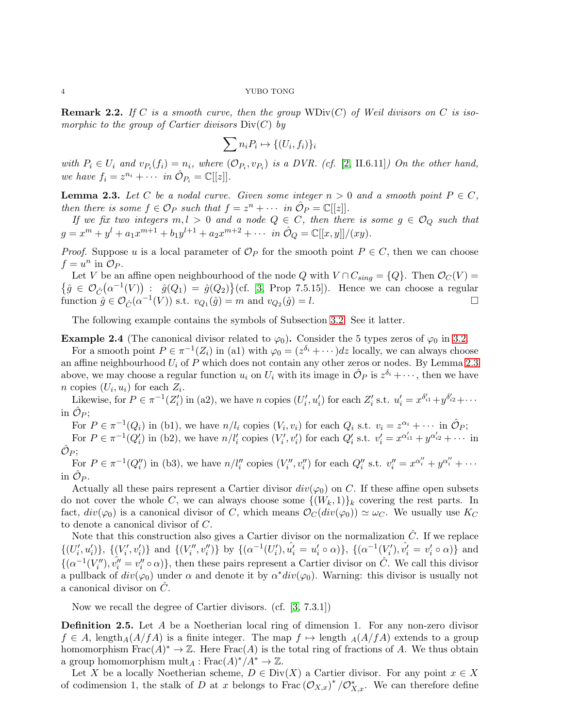**Remark 2.2.** *If $C$ is a smooth curve, then the group $\mathrm{WDiv}(C)$ of Weil divisors on $C$ is isomorphic to the group of Cartier divisors $\mathrm{Div}(C)$ by*

$$\sum n_i P_i \mapsto \{(U_i, f_i)\}_i$$

*with $P_i \in U_i$ and $v_{P_i}(f_i) = n_i$, where $(\mathcal{O}_{P_i}, v_{P_i})$ is a DVR. (cf. [2, II.6.11]) On the other hand, we have $f_i = z^{n_i} + \cdots$ in $\hat{\mathcal{O}}_{P_i} = \mathbb{C}[[z]]$.*

**Lemma 2.3.** *Let $C$ be a nodal curve. Given some integer $n > 0$ and a smooth point $P \in C$, then there is some $f \in \mathcal{O}_P$ such that $f = z^n + \cdots$ in $\hat{\mathcal{O}}_P = \mathbb{C}[[z]]$.*

*If we fix two integers $m, l > 0$ and a node $Q \in C$, then there is some $g \in \mathcal{O}_Q$ such that $g = x^m + y^l + a_1 x^{m+1} + b_1 y^{l+1} + a_2 x^{m+2} + \cdots$ in $\hat{\mathcal{O}}_Q = \mathbb{C}[[x,y]]/(xy)$.*

*Proof.* Suppose $u$ is a local parameter of $\mathcal{O}_P$ for the smooth point $P \in C$, then we can choose $f = u^n$ in $\mathcal{O}_P$.

Let $V$ be an affine open neighbourhood of the node $Q$ with $V \cap C_{sing} = \{Q\}$. Then $\mathcal{O}_C(V) = \{\hat{g} \in \mathcal{O}_{\hat{C}}(\alpha^{-1}(V)) : \hat{g}(Q_1) = \hat{g}(Q_2)\}$(cf. [3, Prop 7.5.15]). Hence we can choose a regular function $\hat{g} \in \mathcal{O}_{\hat{C}}(\alpha^{-1}(V))$ s.t. $v_{Q_1}(\hat{g}) = m$ and $v_{Q_2}(\hat{g}) = l$. □

The following example contains the symbols of Subsection 3.2. See it latter.

**Example 2.4** (The canonical divisor related to $\varphi_0$)**.** Consider the 5 types zeros of $\varphi_0$ in 3.2.

For a smooth point $P \in \pi^{-1}(Z_i)$ in (a1) with $\varphi_0 = (z^{\delta_i} + \cdots)dz$ locally, we can always choose an affine neighbourhood $U_i$ of $P$ which does not contain any other zeros or nodes. By Lemma 2.3 above, we may choose a regular function $u_i$ on $U_i$ with its image in $\hat{\mathcal{O}}_P$ is $z^{\delta_i} + \cdots$, then we have $n$ copies $(U_i, u_i)$ for each $Z_i$.

Likewise, for $P \in \pi^{-1}(Z'_i)$ in (a2), we have $n$ copies $(U'_i, u'_i)$ for each $Z'_i$ s.t. $u'_i = x^{\delta'_{i1}} + y^{\delta'_{i2}} + \cdots$ in $\hat{\mathcal{O}}_P$;

For $P \in \pi^{-1}(Q_i)$ in (b1), we have $n/l_i$ copies $(V_i, v_i)$ for each $Q_i$ s.t. $v_i = z^{\alpha_i} + \cdots$ in $\hat{\mathcal{O}}_P$;

For $P \in \pi^{-1}(Q'_i)$ in (b2), we have $n/l'_i$ copies $(V'_i, v'_i)$ for each $Q'_i$ s.t. $v'_i = x^{\alpha'_{i1}} + y^{\alpha'_{i2}} + \cdots$ in $\hat{\mathcal{O}}_P$;

For $P \in \pi^{-1}(Q''_i)$ in (b3), we have $n/l''_i$ copies $(V''_i, v''_i)$ for each $Q''_i$ s.t. $v''_i = x^{\alpha''_i} + y^{\alpha''_i} + \cdots$ in $\hat{\mathcal{O}}_P$.

Actually all these pairs represent a Cartier divisor $div(\varphi_0)$ on $C$. If these affine open subsets do not cover the whole $C$, we can always choose some $\{(W_k, 1)\}_k$ covering the rest parts. In fact, $div(\varphi_0)$ is a canonical divisor of $C$, which means $\mathcal{O}_C(div(\varphi_0)) \simeq \omega_C$. We usually use $K_C$ to denote a canonical divisor of $C$.

Note that this construction also gives a Cartier divisor on the normalization $\hat{C}$. If we replace $\{(U'_i, u'_i)\}$, $\{(V'_i, v'_i)\}$ and $\{(V''_i, v''_i)\}$ by $\{(\alpha^{-1}(U'_i), \hat{u'_i} = u'_i \circ \alpha)\}$, $\{(\alpha^{-1}(V'_i), \hat{v'_i} = v'_i \circ \alpha)\}$ and $\{(\alpha^{-1}(V''_i), \hat{v''_i} = v''_i \circ \alpha)\}$, then these pairs represent a Cartier divisor on $\hat{C}$. We call this divisor a pullback of $div(\varphi_0)$ under $\alpha$ and denote it by $\alpha^* div(\varphi_0)$. Warning: this divisor is usually not a canonical divisor on $\hat{C}$.

Now we recall the degree of Cartier divisors. (cf. [3, 7.3.1])

**Definition 2.5.** Let $A$ be a Noetherian local ring of dimension 1. For any non-zero divisor $f \in A$, $\mathrm{length}_A(A/fA)$ is a finite integer. The map $f \mapsto \mathrm{length}\ _A(A/fA)$ extends to a group homomorphism $\mathrm{Frac}(A)^* \to \mathbb{Z}$. Here $\mathrm{Frac}(A)$ is the total ring of fractions of $A$. We thus obtain a group homomorphism $\mathrm{mult}_A : \mathrm{Frac}(A)^*/A^* \to \mathbb{Z}$.

Let $X$ be a locally Noetherian scheme, $D \in \mathrm{Div}(X)$ a Cartier divisor. For any point $x \in X$ of codimension 1, the stalk of $D$ at $x$ belongs to $\mathrm{Frac}\,(\mathcal{O}_{X,x})^*/\mathcal{O}^*_{X,x}$. We can therefore define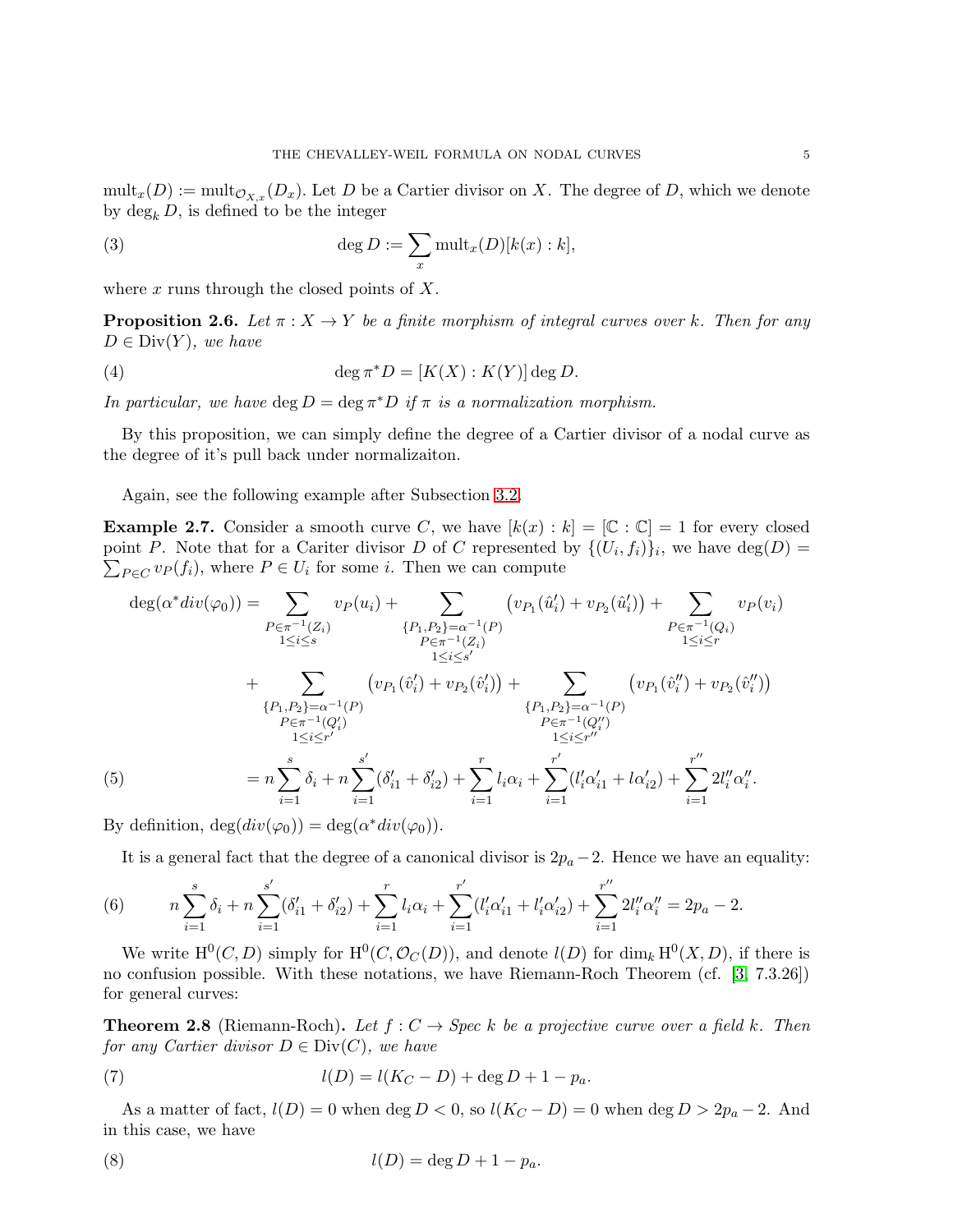$\operatorname{mult}_x(D) := \operatorname{mult}_{\mathcal{O}_{X,x}}(D_x)$. Let $D$ be a Cartier divisor on $X$. The degree of $D$, which we denote by $\deg_k D$, is defined to be the integer

$$\deg D := \sum_x \operatorname{mult}_x(D)[k(x) : k], \tag{3}$$

where $x$ runs through the closed points of $X$.

**Proposition 2.6.** *Let $\pi : X \to Y$ be a finite morphism of integral curves over $k$. Then for any $D \in \operatorname{Div}(Y)$, we have*

$$\deg \pi^* D = [K(X) : K(Y)] \deg D. \tag{4}$$

*In particular, we have $\deg D = \deg \pi^* D$ if $\pi$ is a normalization morphism.*

By this proposition, we can simply define the degree of a Cartier divisor of a nodal curve as the degree of it's pull back under normalizaiton.

Again, see the following example after Subsection 3.2.

**Example 2.7.** Consider a smooth curve $C$, we have $[k(x) : k] = [\mathbb{C} : \mathbb{C}] = 1$ for every closed point $P$. Note that for a Cariter divisor $D$ of $C$ represented by $\{(U_i, f_i)\}_i$, we have $\deg(D) = \sum_{P \in C} v_P(f_i)$, where $P \in U_i$ for some $i$. Then we can compute

$$\begin{aligned}
\deg(\alpha^* div(\varphi_0)) &= \sum_{\substack{P \in \pi^{-1}(Z_i) \\ 1 \le i \le s}} v_P(u_i) + \sum_{\substack{\{P_1, P_2\} = \alpha^{-1}(P) \\ P \in \pi^{-1}(Z_i) \\ 1 \le i \le s'}} \left(v_{P_1}(\hat{u}'_i) + v_{P_2}(\hat{u}'_i)\right) + \sum_{\substack{P \in \pi^{-1}(Q_i) \\ 1 \le i \le r}} v_P(v_i) \\
&\quad + \sum_{\substack{\{P_1, P_2\} = \alpha^{-1}(P) \\ P \in \pi^{-1}(Q'_i) \\ 1 \le i \le r'}} \left(v_{P_1}(\hat{v}'_i) + v_{P_2}(\hat{v}'_i)\right) + \sum_{\substack{\{P_1, P_2\} = \alpha^{-1}(P) \\ P \in \pi^{-1}(Q''_i) \\ 1 \le i \le r''}} \left(v_{P_1}(\hat{v}''_i) + v_{P_2}(\hat{v}''_i)\right) \\
&= n \sum_{i=1}^{s} \delta_i + n \sum_{i=1}^{s'} (\delta'_{i1} + \delta'_{i2}) + \sum_{i=1}^{r} l_i \alpha_i + \sum_{i=1}^{r'} (l'_i \alpha'_{i1} + l \alpha'_{i2}) + \sum_{i=1}^{r''} 2 l''_i \alpha''_i.
\end{aligned} \tag{5}$$

By definition, $\deg(div(\varphi_0)) = \deg(\alpha^* div(\varphi_0))$.

It is a general fact that the degree of a canonical divisor is $2p_a - 2$. Hence we have an equality:

$$n \sum_{i=1}^{s} \delta_i + n \sum_{i=1}^{s'} (\delta'_{i1} + \delta'_{i2}) + \sum_{i=1}^{r} l_i \alpha_i + \sum_{i=1}^{r'} (l'_i \alpha'_{i1} + l'_i \alpha'_{i2}) + \sum_{i=1}^{r''} 2 l''_i \alpha''_i = 2p_a - 2. \tag{6}$$

We write $\mathrm{H}^0(C, D)$ simply for $\mathrm{H}^0(C, \mathcal{O}_C(D))$, and denote $l(D)$ for $\dim_k \mathrm{H}^0(X, D)$, if there is no confusion possible. With these notations, we have Riemann-Roch Theorem (cf. [3] 7.3.26]) for general curves:

**Theorem 2.8** (Riemann-Roch)**.** *Let $f : C \to Spec\ k$ be a projective curve over a field $k$. Then for any Cartier divisor $D \in \operatorname{Div}(C)$, we have*

$$l(D) = l(K_C - D) + \deg D + 1 - p_a. \tag{7}$$

As a matter of fact, $l(D) = 0$ when $\deg D < 0$, so $l(K_C - D) = 0$ when $\deg D > 2p_a - 2$. And in this case, we have

$$l(D) = \deg D + 1 - p_a. \tag{8}$$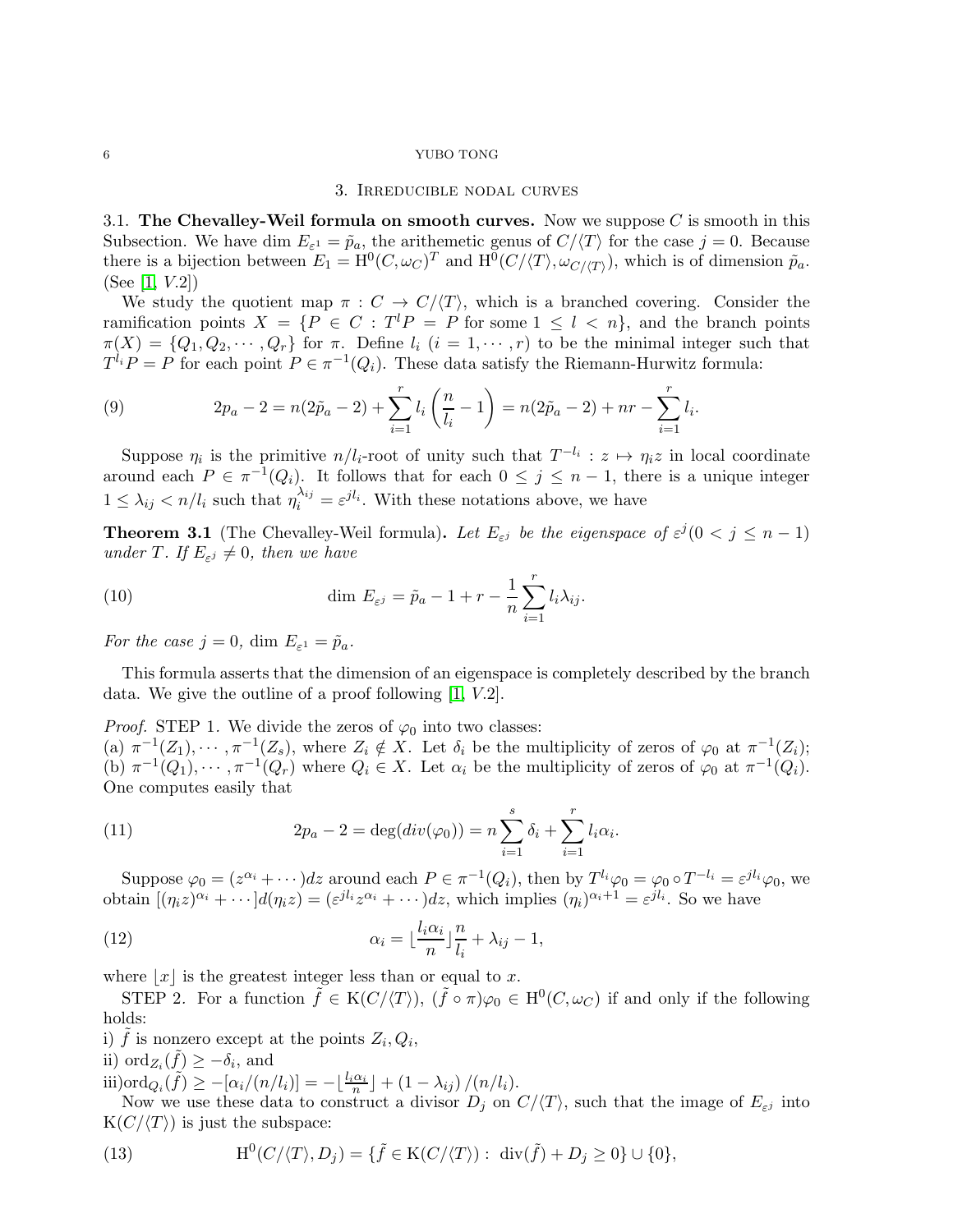## 3. Irreducible nodal curves

**3.1. The Chevalley-Weil formula on smooth curves.** Now we suppose $C$ is smooth in this Subsection. We have $\dim E_{\varepsilon^1} = \tilde{p}_a$, the arithemetic genus of $C/\langle T\rangle$ for the case $j=0$. Because there is a bijection between $E_1 = \mathrm{H}^0(C, \omega_C)^T$ and $\mathrm{H}^0(C/\langle T\rangle, \omega_{C/\langle T\rangle})$, which is of dimension $\tilde{p}_a$. (See [1, *V*.2])

We study the quotient map $\pi : C \to C/\langle T\rangle$, which is a branched covering. Consider the ramification points $X = \{P \in C : T^l P = P \text{ for some } 1 \le l < n\}$, and the branch points $\pi(X) = \{Q_1, Q_2, \cdots, Q_r\}$ for $\pi$. Define $l_i$ $(i = 1, \cdots, r)$ to be the minimal integer such that $T^{l_i} P = P$ for each point $P \in \pi^{-1}(Q_i)$. These data satisfy the Riemann-Hurwitz formula:

$$2p_a - 2 = n(2\tilde{p}_a - 2) + \sum_{i=1}^{r} l_i \left(\frac{n}{l_i} - 1\right) = n(2\tilde{p}_a - 2) + nr - \sum_{i=1}^{r} l_i. \tag{9}$$

Suppose $\eta_i$ is the primitive $n/l_i$-root of unity such that $T^{-l_i} : z \mapsto \eta_i z$ in local coordinate around each $P \in \pi^{-1}(Q_i)$. It follows that for each $0 \le j \le n-1$, there is a unique integer $1 \le \lambda_{ij} < n/l_i$ such that $\eta_i^{\lambda_{ij}} = \varepsilon^{j l_i}$. With these notations above, we have

**Theorem 3.1** (The Chevalley-Weil formula). *Let $E_{\varepsilon^j}$ be the eigenspace of $\varepsilon^j (0 < j \le n-1)$ under $T$. If $E_{\varepsilon^j} \neq 0$, then we have*

$$\dim\, E_{\varepsilon^j} = \tilde{p}_a - 1 + r - \frac{1}{n}\sum_{i=1}^{r} l_i \lambda_{ij}. \tag{10}$$

*For the case $j = 0$, $\dim E_{\varepsilon^1} = \tilde{p}_a$.*

This formula asserts that the dimension of an eigenspace is completely described by the branch data. We give the outline of a proof following [1, *V*.2].

*Proof.* STEP 1. We divide the zeros of $\varphi_0$ into two classes:
(a) $\pi^{-1}(Z_1), \cdots, \pi^{-1}(Z_s)$, where $Z_i \notin X$. Let $\delta_i$ be the multiplicity of zeros of $\varphi_0$ at $\pi^{-1}(Z_i)$;
(b) $\pi^{-1}(Q_1), \cdots, \pi^{-1}(Q_r)$ where $Q_i \in X$. Let $\alpha_i$ be the multiplicity of zeros of $\varphi_0$ at $\pi^{-1}(Q_i)$.
One computes easily that

$$2p_a - 2 = \deg(div(\varphi_0)) = n\sum_{i=1}^{s} \delta_i + \sum_{i=1}^{r} l_i \alpha_i. \tag{11}$$

Suppose $\varphi_0 = (z^{\alpha_i} + \cdots)dz$ around each $P \in \pi^{-1}(Q_i)$, then by $T^{l_i}\varphi_0 = \varphi_0 \circ T^{-l_i} = \varepsilon^{j l_i}\varphi_0$, we obtain $[(\eta_i z)^{\alpha_i} + \cdots]d(\eta_i z) = (\varepsilon^{j l_i} z^{\alpha_i} + \cdots)dz$, which implies $(\eta_i)^{\alpha_i + 1} = \varepsilon^{j l_i}$. So we have

$$\alpha_i = \lfloor \frac{l_i \alpha_i}{n} \rfloor \frac{n}{l_i} + \lambda_{ij} - 1, \tag{12}$$

where $\lfloor x \rfloor$ is the greatest integer less than or equal to $x$.

STEP 2. For a function $\tilde{f} \in \mathrm{K}(C/\langle T\rangle)$, $(\tilde{f} \circ \pi)\varphi_0 \in \mathrm{H}^0(C, \omega_C)$ if and only if the following holds:
i) $\tilde{f}$ is nonzero except at the points $Z_i, Q_i$,
ii) $\mathrm{ord}_{Z_i}(\tilde{f}) \ge -\delta_i$, and
iii) $\mathrm{ord}_{Q_i}(\tilde{f}) \ge -[\alpha_i/(n/l_i)] = -\lfloor \frac{l_i \alpha_i}{n} \rfloor + (1 - \lambda_{ij})/(n/l_i)$.

Now we use these data to construct a divisor $D_j$ on $C/\langle T\rangle$, such that the image of $E_{\varepsilon^j}$ into $\mathrm{K}(C/\langle T\rangle)$ is just the subspace:

$$\mathrm{H}^0(C/\langle T\rangle, D_j) = \{\tilde{f} \in \mathrm{K}(C/\langle T\rangle) :\ \mathrm{div}(\tilde{f}) + D_j \ge 0\} \cup \{0\}, \tag{13}$$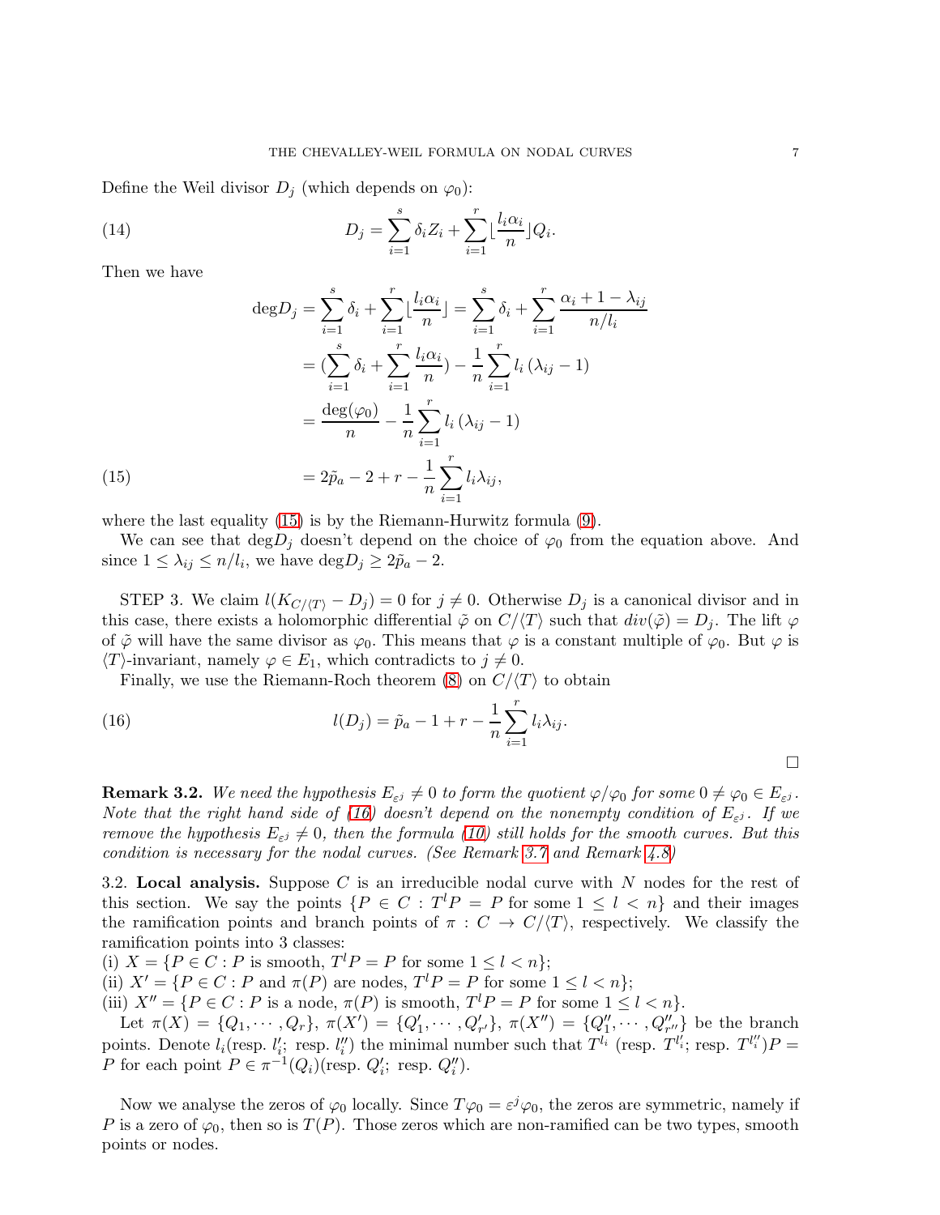Define the Weil divisor $D_j$ (which depends on $\varphi_0$):

$$D_j = \sum_{i=1}^{s} \delta_i Z_i + \sum_{i=1}^{r} \lfloor \frac{l_i \alpha_i}{n} \rfloor Q_i. \tag{14}$$

Then we have

$$\begin{aligned}
\deg D_j &= \sum_{i=1}^{s} \delta_i + \sum_{i=1}^{r} \lfloor \frac{l_i \alpha_i}{n} \rfloor = \sum_{i=1}^{s} \delta_i + \sum_{i=1}^{r} \frac{\alpha_i + 1 - \lambda_{ij}}{n/l_i} \\
&= (\sum_{i=1}^{s} \delta_i + \sum_{i=1}^{r} \frac{l_i \alpha_i}{n}) - \frac{1}{n} \sum_{i=1}^{r} l_i (\lambda_{ij} - 1) \\
&= \frac{\deg(\varphi_0)}{n} - \frac{1}{n} \sum_{i=1}^{r} l_i (\lambda_{ij} - 1) \\
&= 2\tilde{p}_a - 2 + r - \frac{1}{n} \sum_{i=1}^{r} l_i \lambda_{ij},
\end{aligned} \tag{15}$$

where the last equality (15) is by the Riemann-Hurwitz formula (9).

We can see that $\deg D_j$ doesn't depend on the choice of $\varphi_0$ from the equation above. And since $1 \le \lambda_{ij} \le n/l_i$, we have $\deg D_j \ge 2\tilde{p}_a - 2$.

STEP 3. We claim $l(K_{C/\langle T \rangle} - D_j) = 0$ for $j \neq 0$. Otherwise $D_j$ is a canonical divisor and in this case, there exists a holomorphic differential $\tilde{\varphi}$ on $C/\langle T \rangle$ such that $div(\tilde{\varphi}) = D_j$. The lift $\varphi$ of $\tilde{\varphi}$ will have the same divisor as $\varphi_0$. This means that $\varphi$ is a constant multiple of $\varphi_0$. But $\varphi$ is $\langle T \rangle$-invariant, namely $\varphi \in E_1$, which contradicts to $j \neq 0$.

Finally, we use the Riemann-Roch theorem (8) on $C/\langle T \rangle$ to obtain

$$l(D_j) = \tilde{p}_a - 1 + r - \frac{1}{n} \sum_{i=1}^{r} l_i \lambda_{ij}. \tag{16}$$

□

**Remark 3.2.** *We need the hypothesis $E_{\varepsilon^j} \neq 0$ to form the quotient $\varphi/\varphi_0$ for some $0 \neq \varphi_0 \in E_{\varepsilon^j}$. Note that the right hand side of (16) doesn't depend on the nonempty condition of $E_{\varepsilon^j}$. If we remove the hypothesis $E_{\varepsilon^j} \neq 0$, then the formula (10) still holds for the smooth curves. But this condition is necessary for the nodal curves. (See Remark 3.7 and Remark 4.8)*

3.2. **Local analysis.** Suppose $C$ is an irreducible nodal curve with $N$ nodes for the rest of this section. We say the points $\{P \in C : T^l P = P \text{ for some } 1 \le l < n\}$ and their images the ramification points and branch points of $\pi : C \to C/\langle T \rangle$, respectively. We classify the ramification points into 3 classes:
(i) $X = \{P \in C : P \text{ is smooth}, T^l P = P \text{ for some } 1 \le l < n\}$;
(ii) $X' = \{P \in C : P \text{ and } \pi(P) \text{ are nodes}, T^l P = P \text{ for some } 1 \le l < n\}$;
(iii) $X'' = \{P \in C : P \text{ is a node}, \pi(P) \text{ is smooth}, T^l P = P \text{ for some } 1 \le l < n\}$.

Let $\pi(X) = \{Q_1, \cdots, Q_r\}$, $\pi(X') = \{Q'_1, \cdots, Q'_{r'}\}$, $\pi(X'') = \{Q''_1, \cdots, Q''_{r''}\}$ be the branch points. Denote $l_i$(resp. $l'_i$; resp. $l''_i$) the minimal number such that $T^{l_i}$ (resp. $T^{l'_i}$; resp. $T^{l''_i}$)$P = P$ for each point $P \in \pi^{-1}(Q_i)$(resp. $Q'_i$; resp. $Q''_i$).

Now we analyse the zeros of $\varphi_0$ locally. Since $T\varphi_0 = \varepsilon^j \varphi_0$, the zeros are symmetric, namely if $P$ is a zero of $\varphi_0$, then so is $T(P)$. Those zeros which are non-ramified can be two types, smooth points or nodes.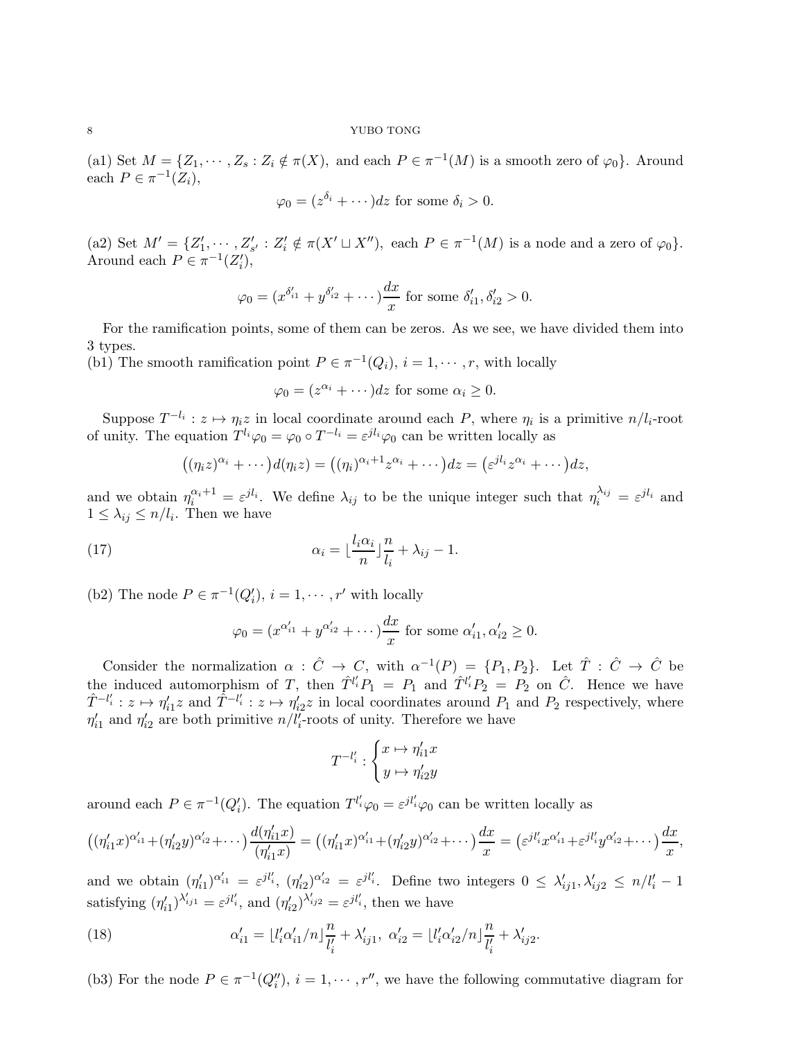(a1) Set $M = \{Z_1, \cdots, Z_s : Z_i \notin \pi(X),$ and each $P \in \pi^{-1}(M)$ is a smooth zero of $\varphi_0\}$. Around each $P \in \pi^{-1}(Z_i)$,

$$\varphi_0 = (z^{\delta_i} + \cdots)dz \text{ for some } \delta_i > 0.$$

(a2) Set $M' = \{Z'_1, \cdots, Z'_{s'} : Z'_i \notin \pi(X' \sqcup X''),$ each $P \in \pi^{-1}(M)$ is a node and a zero of $\varphi_0\}$. Around each $P \in \pi^{-1}(Z'_i)$,

$$\varphi_0 = (x^{\delta'_{i1}} + y^{\delta'_{i2}} + \cdots)\frac{dx}{x} \text{ for some } \delta'_{i1}, \delta'_{i2} > 0.$$

For the ramification points, some of them can be zeros. As we see, we have divided them into 3 types.

(b1) The smooth ramification point $P \in \pi^{-1}(Q_i)$, $i = 1, \cdots, r$, with locally

$$\varphi_0 = (z^{\alpha_i} + \cdots)dz \text{ for some } \alpha_i \geq 0.$$

Suppose $T^{-l_i} : z \mapsto \eta_i z$ in local coordinate around each $P$, where $\eta_i$ is a primitive $n/l_i$-root of unity. The equation $T^{l_i}\varphi_0 = \varphi_0 \circ T^{-l_i} = \varepsilon^{jl_i}\varphi_0$ can be written locally as

$$\big((\eta_i z)^{\alpha_i} + \cdots\big)d(\eta_i z) = \big((\eta_i)^{\alpha_i+1}z^{\alpha_i} + \cdots\big)dz = \big(\varepsilon^{jl_i}z^{\alpha_i} + \cdots\big)dz,$$

and we obtain $\eta_i^{\alpha_i+1} = \varepsilon^{jl_i}$. We define $\lambda_{ij}$ to be the unique integer such that $\eta_i^{\lambda_{ij}} = \varepsilon^{jl_i}$ and $1 \leq \lambda_{ij} \leq n/l_i$. Then we have

$$\alpha_i = \lfloor \frac{l_i \alpha_i}{n} \rfloor \frac{n}{l_i} + \lambda_{ij} - 1. \tag{17}$$

(b2) The node $P \in \pi^{-1}(Q'_i)$, $i = 1, \cdots, r'$ with locally

$$\varphi_0 = (x^{\alpha'_{i1}} + y^{\alpha'_{i2}} + \cdots)\frac{dx}{x} \text{ for some } \alpha'_{i1}, \alpha'_{i2} \geq 0.$$

Consider the normalization $\alpha : \hat{C} \to C$, with $\alpha^{-1}(P) = \{P_1, P_2\}$. Let $\hat{T} : \hat{C} \to \hat{C}$ be the induced automorphism of $T$, then $\hat{T}^{l'_i}P_1 = P_1$ and $\hat{T}^{l'_i}P_2 = P_2$ on $\hat{C}$. Hence we have $\hat{T}^{-l'_i} : z \mapsto \eta'_{i1}z$ and $\hat{T}^{-l'_i} : z \mapsto \eta'_{i2}z$ in local coordinates around $P_1$ and $P_2$ respectively, where $\eta'_{i1}$ and $\eta'_{i2}$ are both primitive $n/l'_i$-roots of unity. Therefore we have

$$T^{-l'_i} : \begin{cases} x \mapsto \eta'_{i1}x \\ y \mapsto \eta'_{i2}y \end{cases}$$

around each $P \in \pi^{-1}(Q'_i)$. The equation $T^{l'_i}\varphi_0 = \varepsilon^{jl'_i}\varphi_0$ can be written locally as

$$\big((\eta'_{i1}x)^{\alpha'_{i1}} + (\eta'_{i2}y)^{\alpha'_{i2}} + \cdots\big)\frac{d(\eta'_{i1}x)}{(\eta'_{i1}x)} = \big((\eta'_{i1}x)^{\alpha'_{i1}} + (\eta'_{i2}y)^{\alpha'_{i2}} + \cdots\big)\frac{dx}{x} = \big(\varepsilon^{jl'_i}x^{\alpha'_{i1}} + \varepsilon^{jl'_i}y^{\alpha'_{i2}} + \cdots\big)\frac{dx}{x},$$

and we obtain $(\eta'_{i1})^{\alpha'_{i1}} = \varepsilon^{jl'_i}$, $(\eta'_{i2})^{\alpha'_{i2}} = \varepsilon^{jl'_i}$. Define two integers $0 \leq \lambda'_{ij1}, \lambda'_{ij2} \leq n/l'_i - 1$ satisfying $(\eta'_{i1})^{\lambda'_{ij1}} = \varepsilon^{jl'_i}$, and $(\eta'_{i2})^{\lambda'_{ij2}} = \varepsilon^{jl'_i}$, then we have

$$\alpha'_{i1} = \lfloor l'_i \alpha'_{i1}/n \rfloor \frac{n}{l'_i} + \lambda'_{ij1}, \ \alpha'_{i2} = \lfloor l'_i \alpha'_{i2}/n \rfloor \frac{n}{l'_i} + \lambda'_{ij2}. \tag{18}$$

(b3) For the node $P \in \pi^{-1}(Q''_i)$, $i = 1, \cdots, r''$, we have the following commutative diagram for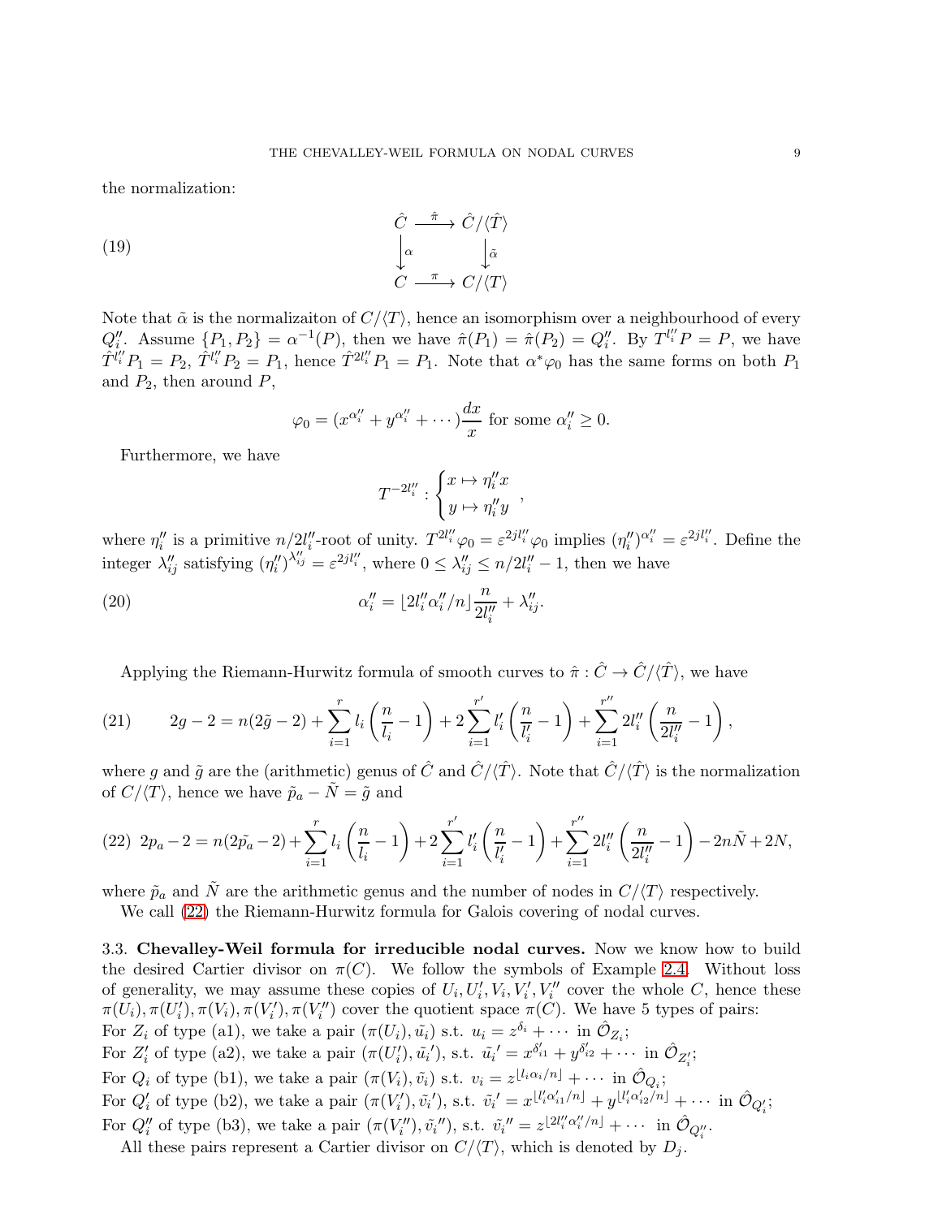the normalization:

$$
\begin{array}{ccc}
\hat{C} & \xrightarrow{\hat{\pi}} & \hat{C}/\langle \hat{T} \rangle \\
\Big\downarrow \alpha & & \Big\downarrow \tilde{\alpha} \\
C & \xrightarrow{\pi} & C/\langle T \rangle
\end{array} \tag{19}
$$

Note that $\tilde{\alpha}$ is the normalizaiton of $C/\langle T \rangle$, hence an isomorphism over a neighbourhood of every $Q_i''$. Assume $\{P_1, P_2\} = \alpha^{-1}(P)$, then we have $\hat{\pi}(P_1) = \hat{\pi}(P_2) = Q_i''$. By $T^{l_i''}P = P$, we have $\hat{T}^{l_i''}P_1 = P_2$, $\hat{T}^{l_i''}P_2 = P_1$, hence $\hat{T}^{2l_i''}P_1 = P_1$. Note that $\alpha^*\varphi_0$ has the same forms on both $P_1$ and $P_2$, then around $P$,

$$
\varphi_0 = (x^{\alpha_i''} + y^{\alpha_i''} + \cdots)\frac{dx}{x} \text{ for some } \alpha_i'' \geq 0.
$$

Furthermore, we have

$$
T^{-2l_i''} : \begin{cases} x \mapsto \eta_i'' x \\ y \mapsto \eta_i'' y \end{cases},
$$

where $\eta_i''$ is a primitive $n/2l_i''$-root of unity. $T^{2l_i''}\varphi_0 = \varepsilon^{2jl_i''}\varphi_0$ implies $(\eta_i'')^{\alpha_i''} = \varepsilon^{2jl_i''}$. Define the integer $\lambda_{ij}''$ satisfying $(\eta_i'')^{\lambda_{ij}''} = \varepsilon^{2jl_i''}$, where $0 \leq \lambda_{ij}'' \leq n/2l_i'' - 1$, then we have

$$
\alpha_i'' = \lfloor 2l_i''\alpha_i''/n \rfloor \frac{n}{2l_i''} + \lambda_{ij}''. \tag{20}
$$

Applying the Riemann-Hurwitz formula of smooth curves to $\hat{\pi} : \hat{C} \to \hat{C}/\langle \hat{T} \rangle$, we have

$$
2g - 2 = n(2\tilde{g} - 2) + \sum_{i=1}^{r} l_i \left(\frac{n}{l_i} - 1\right) + 2\sum_{i=1}^{r'} l_i' \left(\frac{n}{l_i'} - 1\right) + \sum_{i=1}^{r''} 2l_i'' \left(\frac{n}{2l_i''} - 1\right), \tag{21}
$$

where $g$ and $\tilde{g}$ are the (arithmetic) genus of $\hat{C}$ and $\hat{C}/\langle \hat{T} \rangle$. Note that $\hat{C}/\langle \hat{T} \rangle$ is the normalization of $C/\langle T \rangle$, hence we have $\tilde{p}_a - \tilde{N} = \tilde{g}$ and

$$
2p_a - 2 = n(2\tilde{p}_a - 2) + \sum_{i=1}^{r} l_i \left(\frac{n}{l_i} - 1\right) + 2\sum_{i=1}^{r'} l_i' \left(\frac{n}{l_i'} - 1\right) + \sum_{i=1}^{r''} 2l_i'' \left(\frac{n}{2l_i''} - 1\right) - 2n\tilde{N} + 2N, \tag{22}
$$

where $\tilde{p}_a$ and $\tilde{N}$ are the arithmetic genus and the number of nodes in $C/\langle T \rangle$ respectively.

We call (22) the Riemann-Hurwitz formula for Galois covering of nodal curves.

### 3.3. Chevalley-Weil formula for irreducible nodal curves.

Now we know how to build the desired Cartier divisor on $\pi(C)$. We follow the symbols of Example 2.4. Without loss of generality, we may assume these copies of $U_i, U_i', V_i, V_i', V_i''$ cover the whole $C$, hence these $\pi(U_i), \pi(U_i'), \pi(V_i), \pi(V_i'), \pi(V_i'')$ cover the quotient space $\pi(C)$. We have 5 types of pairs:

For $Z_i$ of type (a1), we take a pair $(\pi(U_i), \tilde{u}_i)$ s.t. $u_i = z^{\delta_i} + \cdots$ in $\hat{\mathcal{O}}_{Z_i}$;

For $Z_i'$ of type (a2), we take a pair $(\pi(U_i'), \tilde{u}_i')$, s.t. $\tilde{u}_i' = x^{\delta_{i1}'} + y^{\delta_{i2}'} + \cdots$ in $\hat{\mathcal{O}}_{Z_i'}$;

For $Q_i$ of type (b1), we take a pair $(\pi(V_i), \tilde{v}_i)$ s.t. $v_i = z^{\lfloor l_i\alpha_i/n \rfloor} + \cdots$ in $\hat{\mathcal{O}}_{Q_i}$;

For $Q_i'$ of type (b2), we take a pair $(\pi(V_i'), \tilde{v}_i')$, s.t. $\tilde{v}_i' = x^{\lfloor l_i'\alpha_{i1}'/n \rfloor} + y^{\lfloor l_i'\alpha_{i2}'/n \rfloor} + \cdots$ in $\hat{\mathcal{O}}_{Q_i'}$;

For $Q_i''$ of type (b3), we take a pair $(\pi(V_i''), \tilde{v}_i'')$, s.t. $\tilde{v}_i'' = z^{\lfloor 2l_i''\alpha_i''/n \rfloor} + \cdots$ in $\hat{\mathcal{O}}_{Q_i''}$.

All these pairs represent a Cartier divisor on $C/\langle T \rangle$, which is denoted by $D_j$.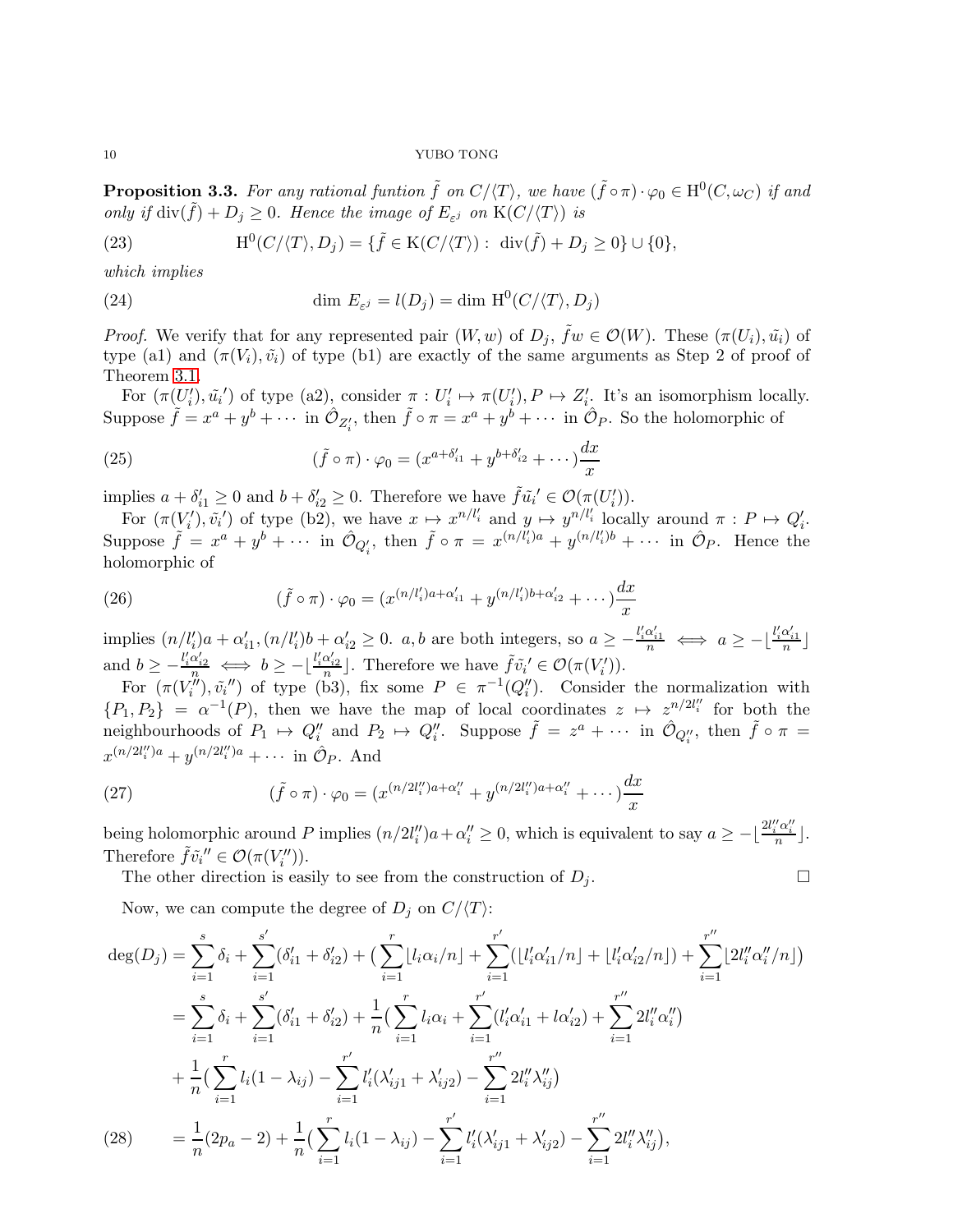**Proposition 3.3.** *For any rational funtion $\tilde{f}$ on $C/\langle T\rangle$, we have $(\tilde{f}\circ\pi)\cdot\varphi_0 \in \mathrm{H}^0(C,\omega_C)$ if and only if $\mathrm{div}(\tilde{f}) + D_j \geq 0$. Hence the image of $E_{\varepsilon^j}$ on $\mathrm{K}(C/\langle T\rangle)$ is*

$$\mathrm{H}^0(C/\langle T\rangle, D_j) = \{\tilde{f} \in \mathrm{K}(C/\langle T\rangle) : \ \mathrm{div}(\tilde{f}) + D_j \geq 0\} \cup \{0\}, \tag{23}$$

*which implies*

$$\dim\, E_{\varepsilon^j} = l(D_j) = \dim\, \mathrm{H}^0(C/\langle T\rangle, D_j) \tag{24}$$

*Proof.* We verify that for any represented pair $(W, w)$ of $D_j$, $\tilde{f}w \in \mathcal{O}(W)$. These $(\pi(U_i), \tilde{u_i})$ of type (a1) and $(\pi(V_i), \tilde{v_i})$ of type (b1) are exactly of the same arguments as Step 2 of proof of Theorem 3.1.

For $(\pi(U_i'), \tilde{u_i}')$ of type (a2), consider $\pi : U_i' \mapsto \pi(U_i'), P \mapsto Z_i'$. It's an isomorphism locally. Suppose $\tilde{f} = x^a + y^b + \cdots$ in $\hat{\mathcal{O}}_{Z_i'}$, then $\tilde{f}\circ\pi = x^a + y^b + \cdots$ in $\hat{\mathcal{O}}_P$. So the holomorphic of

$$(\tilde{f}\circ\pi)\cdot\varphi_0 = (x^{a+\delta_{i1}'} + y^{b+\delta_{i2}'} + \cdots)\frac{dx}{x} \tag{25}$$

implies $a + \delta_{i1}' \geq 0$ and $b + \delta_{i2}' \geq 0$. Therefore we have $\tilde{f}\tilde{u_i}' \in \mathcal{O}(\pi(U_i'))$.

For $(\pi(V_i'), \tilde{v_i}')$ of type (b2), we have $x \mapsto x^{n/l_i'}$ and $y \mapsto y^{n/l_i'}$ locally around $\pi : P \mapsto Q_i'$. Suppose $\tilde{f} = x^a + y^b + \cdots$ in $\hat{\mathcal{O}}_{Q_i'}$, then $\tilde{f}\circ\pi = x^{(n/l_i')a} + y^{(n/l_i')b} + \cdots$ in $\hat{\mathcal{O}}_P$. Hence the holomorphic of

$$(\tilde{f}\circ\pi)\cdot\varphi_0 = (x^{(n/l_i')a+\alpha_{i1}'} + y^{(n/l_i')b+\alpha_{i2}'} + \cdots)\frac{dx}{x} \tag{26}$$

implies $(n/l_i')a + \alpha_{i1}', (n/l_i')b + \alpha_{i2}' \geq 0$. $a, b$ are both integers, so $a \geq -\frac{l_i'\alpha_{i1}'}{n} \iff a \geq -\lfloor \frac{l_i'\alpha_{i1}'}{n} \rfloor$ and $b \geq -\frac{l_i'\alpha_{i2}'}{n} \iff b \geq -\lfloor \frac{l_i'\alpha_{i2}'}{n} \rfloor$. Therefore we have $\tilde{f}\tilde{v_i}' \in \mathcal{O}(\pi(V_i'))$.

For $(\pi(V_i''), \tilde{v_i}'')$ of type (b3), fix some $P \in \pi^{-1}(Q_i'')$. Consider the normalization with $\{P_1, P_2\} = \alpha^{-1}(P)$, then we have the map of local coordinates $z \mapsto z^{n/2l_i''}$ for both the neighbourhoods of $P_1 \mapsto Q_i''$ and $P_2 \mapsto Q_i''$. Suppose $\tilde{f} = z^a + \cdots$ in $\hat{\mathcal{O}}_{Q_i''}$, then $\tilde{f}\circ\pi = x^{(n/2l_i'')a} + y^{(n/2l_i'')a} + \cdots$ in $\hat{\mathcal{O}}_P$. And

$$(\tilde{f}\circ\pi)\cdot\varphi_0 = (x^{(n/2l_i'')a+\alpha_i''} + y^{(n/2l_i'')a+\alpha_i''} + \cdots)\frac{dx}{x} \tag{27}$$

being holomorphic around $P$ implies $(n/2l_i'')a + \alpha_i'' \geq 0$, which is equivalent to say $a \geq -\lfloor \frac{2l_i''\alpha_i''}{n} \rfloor$. Therefore $\tilde{f}\tilde{v_i}'' \in \mathcal{O}(\pi(V_i''))$.

The other direction is easily to see from the construction of $D_j$. $\square$

Now, we can compute the degree of $D_j$ on $C/\langle T\rangle$:

$$\begin{aligned}
\deg(D_j) &= \sum_{i=1}^{s}\delta_i + \sum_{i=1}^{s'}(\delta_{i1}' + \delta_{i2}') + \Big(\sum_{i=1}^{r}\lfloor l_i\alpha_i/n\rfloor + \sum_{i=1}^{r'}(\lfloor l_i'\alpha_{i1}'/n\rfloor + \lfloor l_i'\alpha_{i2}'/n\rfloor) + \sum_{i=1}^{r''}\lfloor 2l_i''\alpha_i''/n\rfloor\Big) \\
&= \sum_{i=1}^{s}\delta_i + \sum_{i=1}^{s'}(\delta_{i1}' + \delta_{i2}') + \frac{1}{n}\Big(\sum_{i=1}^{r}l_i\alpha_i + \sum_{i=1}^{r'}(l_i'\alpha_{i1}' + l\alpha_{i2}') + \sum_{i=1}^{r''}2l_i''\alpha_i''\Big) \\
&\quad + \frac{1}{n}\Big(\sum_{i=1}^{r}l_i(1-\lambda_{ij}) - \sum_{i=1}^{r'}l_i'(\lambda_{ij1}' + \lambda_{ij2}') - \sum_{i=1}^{r''}2l_i''\lambda_{ij}''\Big) \\
&= \frac{1}{n}(2p_a - 2) + \frac{1}{n}\Big(\sum_{i=1}^{r}l_i(1-\lambda_{ij}) - \sum_{i=1}^{r'}l_i'(\lambda_{ij1}' + \lambda_{ij2}') - \sum_{i=1}^{r''}2l_i''\lambda_{ij}''\Big),
\end{aligned} \tag{28}$$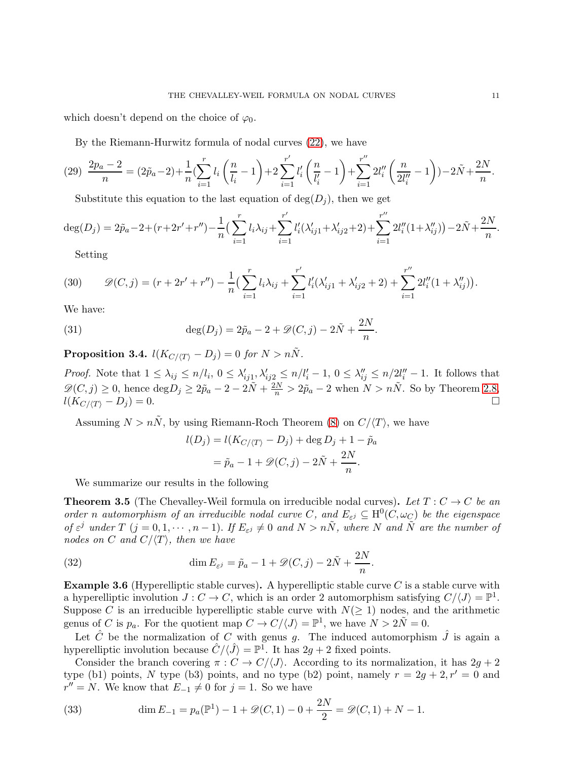which doesn't depend on the choice of $\varphi_0$.

By the Riemann-Hurwitz formula of nodal curves (22), we have

$$\frac{2p_a-2}{n} = (2\tilde{p}_a-2)+\frac{1}{n}\Big(\sum_{i=1}^{r} l_i\left(\frac{n}{l_i}-1\right)+2\sum_{i=1}^{r'} l_i'\left(\frac{n}{l_i'}-1\right)+\sum_{i=1}^{r''} 2l_i''\left(\frac{n}{2l_i''}-1\right)\Big)-2\tilde{N}+\frac{2N}{n}. \tag{29}$$

Substitute this equation to the last equation of $\deg(D_j)$, then we get

$$\deg(D_j) = 2\tilde{p}_a-2+(r+2r'+r'')-\frac{1}{n}\Big(\sum_{i=1}^{r} l_i\lambda_{ij}+\sum_{i=1}^{r'} l_i'(\lambda_{ij1}'+\lambda_{ij2}'+2)+\sum_{i=1}^{r''} 2l_i''(1+\lambda_{ij}'')\Big)-2\tilde{N}+\frac{2N}{n}.$$

Setting

$$\mathscr{D}(C,j) = (r+2r'+r'')-\frac{1}{n}\Big(\sum_{i=1}^{r} l_i\lambda_{ij}+\sum_{i=1}^{r'} l_i'(\lambda_{ij1}'+\lambda_{ij2}'+2)+\sum_{i=1}^{r''} 2l_i''(1+\lambda_{ij}'')\Big). \tag{30}$$

We have:

$$\deg(D_j) = 2\tilde{p}_a-2+\mathscr{D}(C,j)-2\tilde{N}+\frac{2N}{n}. \tag{31}$$

**Proposition 3.4.** *$l(K_{C/\langle T\rangle}-D_j)=0$ for $N>n\tilde{N}$.*

*Proof.* Note that $1\le \lambda_{ij}\le n/l_i$, $0\le \lambda_{ij1}',\lambda_{ij2}'\le n/l_i'-1$, $0\le\lambda_{ij}''\le n/2l_i''-1$. It follows that $\mathscr{D}(C,j)\ge 0$, hence $\deg D_j\ge 2\tilde{p}_a-2-2\tilde{N}+\frac{2N}{n}>2\tilde{p}_a-2$ when $N>n\tilde{N}$. So by Theorem 2.8, $l(K_{C/\langle T\rangle}-D_j)=0$. $\square$

Assuming $N>n\tilde{N}$, by using Riemann-Roch Theorem (8) on $C/\langle T\rangle$, we have

$$\begin{aligned} l(D_j) &= l(K_{C/\langle T\rangle}-D_j)+\deg D_j+1-\tilde{p}_a \\ &= \tilde{p}_a-1+\mathscr{D}(C,j)-2\tilde{N}+\frac{2N}{n}. \end{aligned}$$

We summarize our results in the following

**Theorem 3.5** (The Chevalley-Weil formula on irreducible nodal curves)**.** *Let $T: C\to C$ be an order $n$ automorphism of an irreducible nodal curve $C$, and $E_{\varepsilon^j}\subseteq \mathrm{H}^0(C,\omega_C)$ be the eigenspace of $\varepsilon^j$ under $T$ ($j=0,1,\cdots,n-1$). If $E_{\varepsilon^j}\neq 0$ and $N>n\tilde{N}$, where $N$ and $\tilde{N}$ are the number of nodes on $C$ and $C/\langle T\rangle$, then we have*

$$\dim E_{\varepsilon^j} = \tilde{p}_a-1+\mathscr{D}(C,j)-2\tilde{N}+\frac{2N}{n}. \tag{32}$$

**Example 3.6** (Hyperelliptic stable curves)**.** A hyperelliptic stable curve $C$ is a stable curve with a hyperelliptic involution $J: C\to C$, which is an order 2 automorphism satisfying $C/\langle J\rangle=\mathbb{P}^1$. Suppose $C$ is an irreducible hyperelliptic stable curve with $N(\ge 1)$ nodes, and the arithmetic genus of $C$ is $p_a$. For the quotient map $C\to C/\langle J\rangle=\mathbb{P}^1$, we have $N>2\tilde{N}=0$.

Let $\hat{C}$ be the normalization of $C$ with genus $g$. The induced automorphism $\hat{J}$ is again a hyperelliptic involution because $\hat{C}/\langle\hat{J}\rangle=\mathbb{P}^1$. It has $2g+2$ fixed points.

Consider the branch covering $\pi: C\to C/\langle J\rangle$. According to its normalization, it has $2g+2$ type (b1) points, $N$ type (b3) points, and no type (b2) point, namely $r=2g+2, r'=0$ and $r''=N$. We know that $E_{-1}\neq 0$ for $j=1$. So we have

$$\dim E_{-1} = p_a(\mathbb{P}^1)-1+\mathscr{D}(C,1)-0+\frac{2N}{2}=\mathscr{D}(C,1)+N-1. \tag{33}$$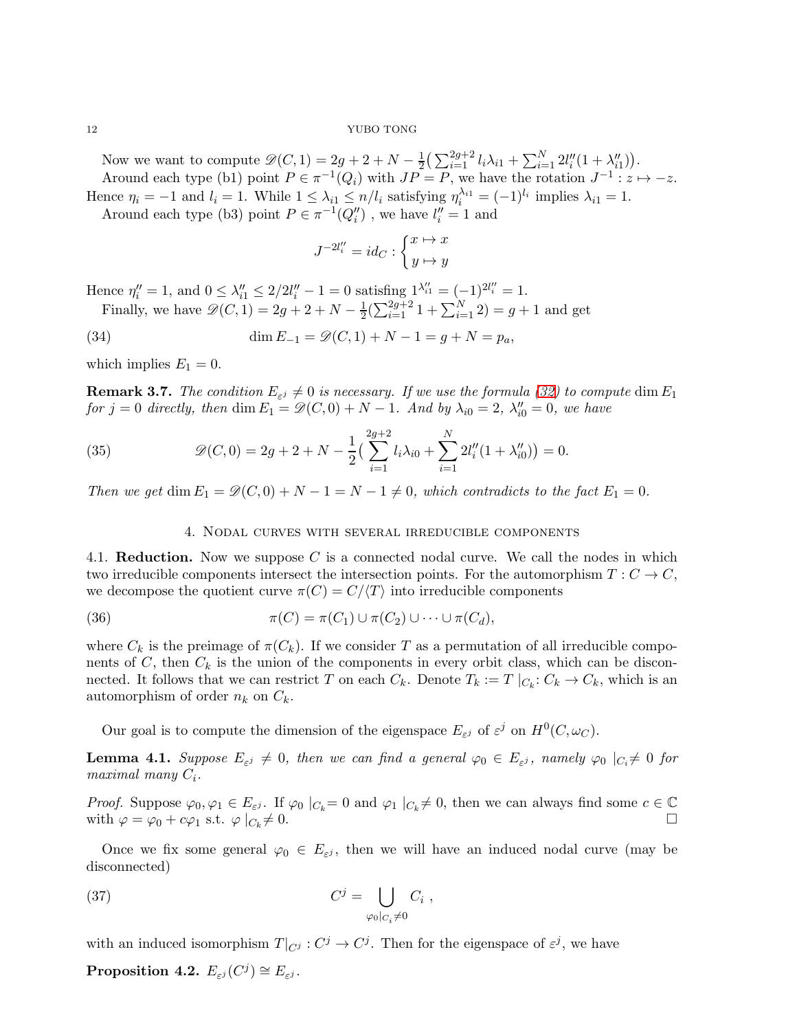Now we want to compute $\mathscr{D}(C,1) = 2g+2+N-\frac{1}{2}\big(\sum_{i=1}^{2g+2} l_i\lambda_{i1} + \sum_{i=1}^{N} 2l_i''(1+\lambda_{i1}'')\big)$.

Around each type (b1) point $P \in \pi^{-1}(Q_i)$ with $JP = P$, we have the rotation $J^{-1}: z \mapsto -z$. Hence $\eta_i = -1$ and $l_i = 1$. While $1 \le \lambda_{i1} \le n/l_i$ satisfying $\eta_i^{\lambda_{i1}} = (-1)^{l_i}$ implies $\lambda_{i1} = 1$.

Around each type (b3) point $P \in \pi^{-1}(Q_i'')$ , we have $l_i'' = 1$ and

$$J^{-2l_i''} = id_C : \begin{cases} x \mapsto x \\ y \mapsto y \end{cases}$$

Hence $\eta_i'' = 1$, and $0 \le \lambda_{i1}'' \le 2/2l_i'' - 1 = 0$ satisfing $1^{\lambda_{i1}''} = (-1)^{2l_i''} = 1$.

Finally, we have $\mathscr{D}(C,1) = 2g+2+N-\frac{1}{2}(\sum_{i=1}^{2g+2} 1 + \sum_{i=1}^{N} 2) = g+1$ and get

$$\dim E_{-1} = \mathscr{D}(C,1) + N - 1 = g + N = p_a, \tag{34}$$

which implies $E_1 = 0$.

**Remark 3.7.** *The condition $E_{\varepsilon^j} \neq 0$ is necessary. If we use the formula (32) to compute $\dim E_1$ for $j = 0$ directly, then $\dim E_1 = \mathscr{D}(C,0) + N - 1$. And by $\lambda_{i0} = 2$, $\lambda_{i0}'' = 0$, we have*

$$\mathscr{D}(C,0) = 2g+2+N-\frac{1}{2}\big(\sum_{i=1}^{2g+2} l_i\lambda_{i0} + \sum_{i=1}^{N} 2l_i''(1+\lambda_{i0}'')\big) = 0. \tag{35}$$

*Then we get $\dim E_1 = \mathscr{D}(C,0) + N - 1 = N - 1 \neq 0$, which contradicts to the fact $E_1 = 0$.*

## 4. Nodal curves with several irreducible components

4.1. **Reduction.** Now we suppose $C$ is a connected nodal curve. We call the nodes in which two irreducible components intersect the intersection points. For the automorphism $T: C \to C$, we decompose the quotient curve $\pi(C) = C/\langle T\rangle$ into irreducible components

$$\pi(C) = \pi(C_1) \cup \pi(C_2) \cup \cdots \cup \pi(C_d), \tag{36}$$

where $C_k$ is the preimage of $\pi(C_k)$. If we consider $T$ as a permutation of all irreducible components of $C$, then $C_k$ is the union of the components in every orbit class, which can be disconnected. It follows that we can restrict $T$ on each $C_k$. Denote $T_k := T\mid_{C_k}: C_k \to C_k$, which is an automorphism of order $n_k$ on $C_k$.

Our goal is to compute the dimension of the eigenspace $E_{\varepsilon^j}$ of $\varepsilon^j$ on $H^0(C, \omega_C)$.

**Lemma 4.1.** *Suppose $E_{\varepsilon^j} \neq 0$, then we can find a general $\varphi_0 \in E_{\varepsilon^j}$, namely $\varphi_0 \mid_{C_i} \neq 0$ for maximal many $C_i$.*

*Proof.* Suppose $\varphi_0, \varphi_1 \in E_{\varepsilon^j}$. If $\varphi_0 \mid_{C_k} = 0$ and $\varphi_1 \mid_{C_k} \neq 0$, then we can always find some $c \in \mathbb{C}$ with $\varphi = \varphi_0 + c\varphi_1$ s.t. $\varphi \mid_{C_k} \neq 0$. □

Once we fix some general $\varphi_0 \in E_{\varepsilon^j}$, then we will have an induced nodal curve (may be disconnected)

$$C^j = \bigcup_{\varphi_0|_{C_i} \neq 0} C_i \ , \tag{37}$$

with an induced isomorphism $T|_{C^j} : C^j \to C^j$. Then for the eigenspace of $\varepsilon^j$, we have

**Proposition 4.2.** $E_{\varepsilon^j}(C^j) \cong E_{\varepsilon^j}$.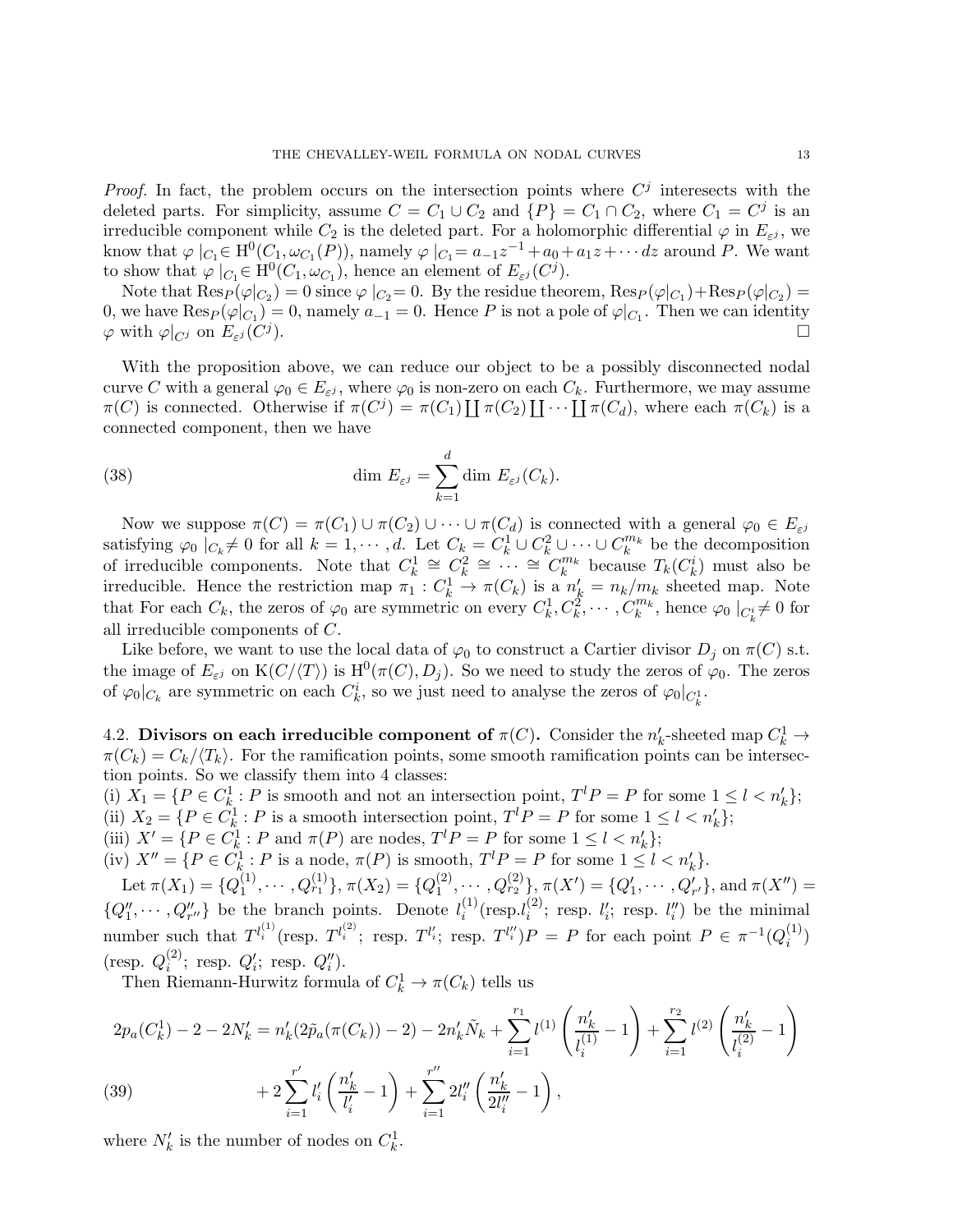*Proof.* In fact, the problem occurs on the intersection points where $C^j$ interesects with the deleted parts. For simplicity, assume $C = C_1 \cup C_2$ and $\{P\} = C_1 \cap C_2$, where $C_1 = C^j$ is an irreducible component while $C_2$ is the deleted part. For a holomorphic differential $\varphi$ in $E_{\varepsilon^j}$, we know that $\varphi|_{C_1} \in \mathrm{H}^0(C_1, \omega_{C_1}(P))$, namely $\varphi|_{C_1} = a_{-1}z^{-1} + a_0 + a_1 z + \cdots dz$ around $P$. We want to show that $\varphi|_{C_1} \in \mathrm{H}^0(C_1, \omega_{C_1})$, hence an element of $E_{\varepsilon^j}(C^j)$.

Note that $\mathrm{Res}_P(\varphi|_{C_2}) = 0$ since $\varphi|_{C_2} = 0$. By the residue theorem, $\mathrm{Res}_P(\varphi|_{C_1}) + \mathrm{Res}_P(\varphi|_{C_2}) = 0$, we have $\mathrm{Res}_P(\varphi|_{C_1}) = 0$, namely $a_{-1} = 0$. Hence $P$ is not a pole of $\varphi|_{C_1}$. Then we can identity $\varphi$ with $\varphi|_{C^j}$ on $E_{\varepsilon^j}(C^j)$. □

With the proposition above, we can reduce our object to be a possibly disconnected nodal curve $C$ with a general $\varphi_0 \in E_{\varepsilon^j}$, where $\varphi_0$ is non-zero on each $C_k$. Furthermore, we may assume $\pi(C)$ is connected. Otherwise if $\pi(C^j) = \pi(C_1) \coprod \pi(C_2) \coprod \cdots \coprod \pi(C_d)$, where each $\pi(C_k)$ is a connected component, then we have

$$\dim\, E_{\varepsilon^j} = \sum_{k=1}^{d} \dim\, E_{\varepsilon^j}(C_k). \tag{38}$$

Now we suppose $\pi(C) = \pi(C_1) \cup \pi(C_2) \cup \cdots \cup \pi(C_d)$ is connected with a general $\varphi_0 \in E_{\varepsilon^j}$ satisfying $\varphi_0|_{C_k} \neq 0$ for all $k = 1, \cdots, d$. Let $C_k = C_k^1 \cup C_k^2 \cup \cdots \cup C_k^{m_k}$ be the decomposition of irreducible components. Note that $C_k^1 \cong C_k^2 \cong \cdots \cong C_k^{m_k}$ because $T_k(C_k^i)$ must also be irreducible. Hence the restriction map $\pi_1 : C_k^1 \to \pi(C_k)$ is a $n_k' = n_k/m_k$ sheeted map. Note that For each $C_k$, the zeros of $\varphi_0$ are symmetric on every $C_k^1, C_k^2, \cdots, C_k^{m_k}$, hence $\varphi_0|_{C_k^i} \neq 0$ for all irreducible components of $C$.

Like before, we want to use the local data of $\varphi_0$ to construct a Cartier divisor $D_j$ on $\pi(C)$ s.t. the image of $E_{\varepsilon^j}$ on $\mathrm{K}(C/\langle T\rangle)$ is $\mathrm{H}^0(\pi(C), D_j)$. So we need to study the zeros of $\varphi_0$. The zeros of $\varphi_0|_{C_k}$ are symmetric on each $C_k^i$, so we just need to analyse the zeros of $\varphi_0|_{C_k^1}$.

4.2. **Divisors on each irreducible component of** $\pi(C)$**.** Consider the $n_k'$-sheeted map $C_k^1 \to \pi(C_k) = C_k/\langle T_k\rangle$. For the ramification points, some smooth ramification points can be intersection points. So we classify them into 4 classes:
(i) $X_1 = \{P \in C_k^1 : P$ is smooth and not an intersection point, $T^l P = P$ for some $1 \leq l < n_k'\}$;
(ii) $X_2 = \{P \in C_k^1 : P$ is a smooth intersection point, $T^l P = P$ for some $1 \leq l < n_k'\}$;
(iii) $X' = \{P \in C_k^1 : P$ and $\pi(P)$ are nodes, $T^l P = P$ for some $1 \leq l < n_k'\}$;
(iv) $X'' = \{P \in C_k^1 : P$ is a node, $\pi(P)$ is smooth, $T^l P = P$ for some $1 \leq l < n_k'\}$.

Let $\pi(X_1) = \{Q_1^{(1)}, \cdots, Q_{r_1}^{(1)}\}$, $\pi(X_2) = \{Q_1^{(2)}, \cdots, Q_{r_2}^{(2)}\}$, $\pi(X') = \{Q_1', \cdots, Q_{r'}'\}$, and $\pi(X'') = \{Q_1'', \cdots, Q_{r''}''\}$ be the branch points. Denote $l_i^{(1)}$(resp.$l_i^{(2)}$; resp. $l_i'$; resp. $l_i''$) be the minimal number such that $T^{l_i^{(1)}}$(resp. $T^{l_i^{(2)}}$; resp. $T^{l_i'}$; resp. $T^{l_i''}$)$P = P$ for each point $P \in \pi^{-1}(Q_i^{(1)})$ (resp. $Q_i^{(2)}$; resp. $Q_i'$; resp. $Q_i''$).

Then Riemann-Hurwitz formula of $C_k^1 \to \pi(C_k)$ tells us

$$\begin{aligned} 2p_a(C_k^1) - 2 - 2N_k' = n_k'(2\tilde{p}_a(\pi(C_k)) - 2) - 2n_k'\tilde{N}_k + \sum_{i=1}^{r_1} l^{(1)}\left(\frac{n_k'}{l_i^{(1)}} - 1\right) + \sum_{i=1}^{r_2} l^{(2)}\left(\frac{n_k'}{l_i^{(2)}} - 1\right) \\ + 2\sum_{i=1}^{r'} l_i'\left(\frac{n_k'}{l_i'} - 1\right) + \sum_{i=1}^{r''} 2l_i''\left(\frac{n_k'}{2l_i''} - 1\right), \end{aligned} \tag{39}$$

where $N_k'$ is the number of nodes on $C_k^1$.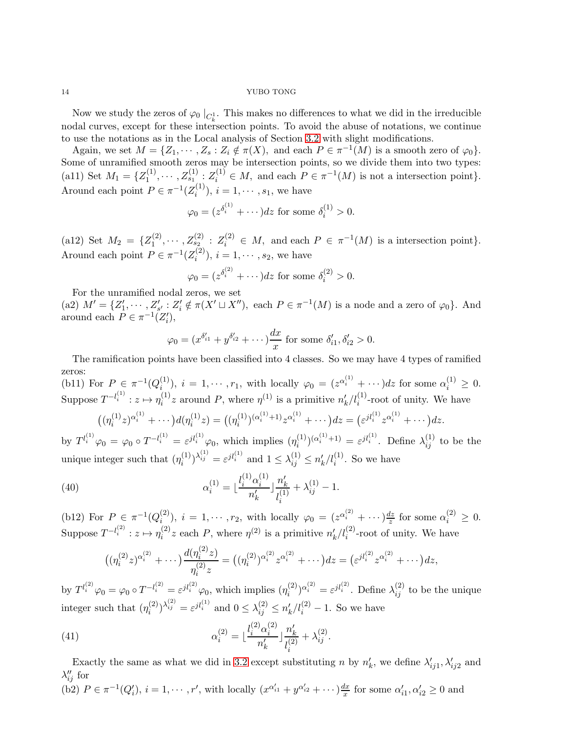Now we study the zeros of $\varphi_0 \mid_{C_k^1}$. This makes no differences to what we did in the irreducible nodal curves, except for these intersection points. To avoid the abuse of notations, we continue to use the notations as in the Local analysis of Section 3.2 with slight modifications.

Again, we set $M = \{Z_1, \cdots, Z_s : Z_i \notin \pi(X),$ and each $P \in \pi^{-1}(M)$ is a smooth zero of $\varphi_0\}$. Some of unramified smooth zeros may be intersection points, so we divide them into two types:
(a11) Set $M_1 = \{Z_1^{(1)}, \cdots, Z_{s_1}^{(1)} : Z_i^{(1)} \in M,$ and each $P \in \pi^{-1}(M)$ is not a intersection point$\}$. Around each point $P \in \pi^{-1}(Z_i^{(1)})$, $i = 1, \cdots, s_1$, we have

$$\varphi_0 = (z^{\delta_i^{(1)}} + \cdots)dz \text{ for some } \delta_i^{(1)} > 0.$$

(a12) Set $M_2 = \{Z_1^{(2)}, \cdots, Z_{s_2}^{(2)} : Z_i^{(2)} \in M,$ and each $P \in \pi^{-1}(M)$ is a intersection point$\}$. Around each point $P \in \pi^{-1}(Z_i^{(2)})$, $i = 1, \cdots, s_2$, we have

$$\varphi_0 = (z^{\delta_i^{(2)}} + \cdots)dz \text{ for some } \delta_i^{(2)} > 0.$$

For the unramified nodal zeros, we set
(a2) $M' = \{Z_1', \cdots, Z_{s'}' : Z_i' \notin \pi(X' \sqcup X'')$, each $P \in \pi^{-1}(M)$ is a node and a zero of $\varphi_0\}$. And around each $P \in \pi^{-1}(Z_i')$,

$$\varphi_0 = (x^{\delta_{i1}'} + y^{\delta_{i2}'} + \cdots)\frac{dx}{x} \text{ for some } \delta_{i1}', \delta_{i2}' > 0.$$

The ramification points have been classified into 4 classes. So we may have 4 types of ramified zeros:
(b11) For $P \in \pi^{-1}(Q_i^{(1)})$, $i = 1, \cdots, r_1$, with locally $\varphi_0 = (z^{\alpha_i^{(1)}} + \cdots)dz$ for some $\alpha_i^{(1)} \geq 0$. Suppose $T^{-l_i^{(1)}} : z \mapsto \eta_i^{(1)} z$ around $P$, where $\eta^{(1)}$ is a primitive $n_k'/l_i^{(1)}$-root of unity. We have

$$\big((\eta_i^{(1)} z)^{\alpha_i^{(1)}} + \cdots\big) d(\eta_i^{(1)} z) = \big((\eta_i^{(1)})^{(\alpha_i^{(1)}+1)} z^{\alpha_i^{(1)}} + \cdots\big)dz = \big(\varepsilon^{jl_i^{(1)}} z^{\alpha_i^{(1)}} + \cdots\big)dz.$$

by $T^{l_i^{(1)}}\varphi_0 = \varphi_0 \circ T^{-l_i^{(1)}} = \varepsilon^{jl_i^{(1)}}\varphi_0$, which implies $(\eta_i^{(1)})^{(\alpha_i^{(1)}+1)} = \varepsilon^{jl_i^{(1)}}$. Define $\lambda_{ij}^{(1)}$ to be the unique integer such that $(\eta_i^{(1)})^{\lambda_{ij}^{(1)}} = \varepsilon^{jl_i^{(1)}}$ and $1 \leq \lambda_{ij}^{(1)} \leq n_k'/l_i^{(1)}$. So we have

$$\alpha_i^{(1)} = \lfloor \frac{l_i^{(1)}\alpha_i^{(1)}}{n_k'} \rfloor \frac{n_k'}{l_i^{(1)}} + \lambda_{ij}^{(1)} - 1. \tag{40}$$

(b12) For $P \in \pi^{-1}(Q_i^{(2)})$, $i = 1, \cdots, r_2$, with locally $\varphi_0 = (z^{\alpha_i^{(2)}} + \cdots)\frac{dz}{z}$ for some $\alpha_i^{(2)} \geq 0$. Suppose $T^{-l_i^{(2)}} : z \mapsto \eta_i^{(2)} z$ each $P$, where $\eta^{(2)}$ is a primitive $n_k'/l_i^{(2)}$-root of unity. We have

$$\big((\eta_i^{(2)} z)^{\alpha_i^{(2)}} + \cdots\big) \frac{d(\eta_i^{(2)} z)}{\eta_i^{(2)} z} = \big((\eta_i^{(2)})^{\alpha_i^{(2)}} z^{\alpha_i^{(2)}} + \cdots\big)dz = \big(\varepsilon^{jl_i^{(2)}} z^{\alpha_i^{(2)}} + \cdots\big)dz,$$

by $T^{l_i^{(2)}}\varphi_0 = \varphi_0 \circ T^{-l_i^{(2)}} = \varepsilon^{jl_i^{(2)}}\varphi_0$, which implies $(\eta_i^{(2)})^{\alpha_i^{(2)}} = \varepsilon^{jl_i^{(2)}}$. Define $\lambda_{ij}^{(2)}$ to be the unique integer such that $(\eta_i^{(2)})^{\lambda_{ij}^{(2)}} = \varepsilon^{jl_i^{(1)}}$ and $0 \leq \lambda_{ij}^{(2)} \leq n_k'/l_i^{(2)} - 1$. So we have

$$\alpha_i^{(2)} = \lfloor \frac{l_i^{(2)}\alpha_i^{(2)}}{n_k'} \rfloor \frac{n_k'}{l_i^{(2)}} + \lambda_{ij}^{(2)}. \tag{41}$$

Exactly the same as what we did in 3.2 except substituting $n$ by $n_k'$, we define $\lambda_{ij1}', \lambda_{ij2}'$ and $\lambda_{ij}''$ for
(b2) $P \in \pi^{-1}(Q_i')$, $i = 1, \cdots, r'$, with locally $(x^{\alpha_{i1}'} + y^{\alpha_{i2}'} + \cdots)\frac{dx}{x}$ for some $\alpha_{i1}', \alpha_{i2}' \geq 0$ and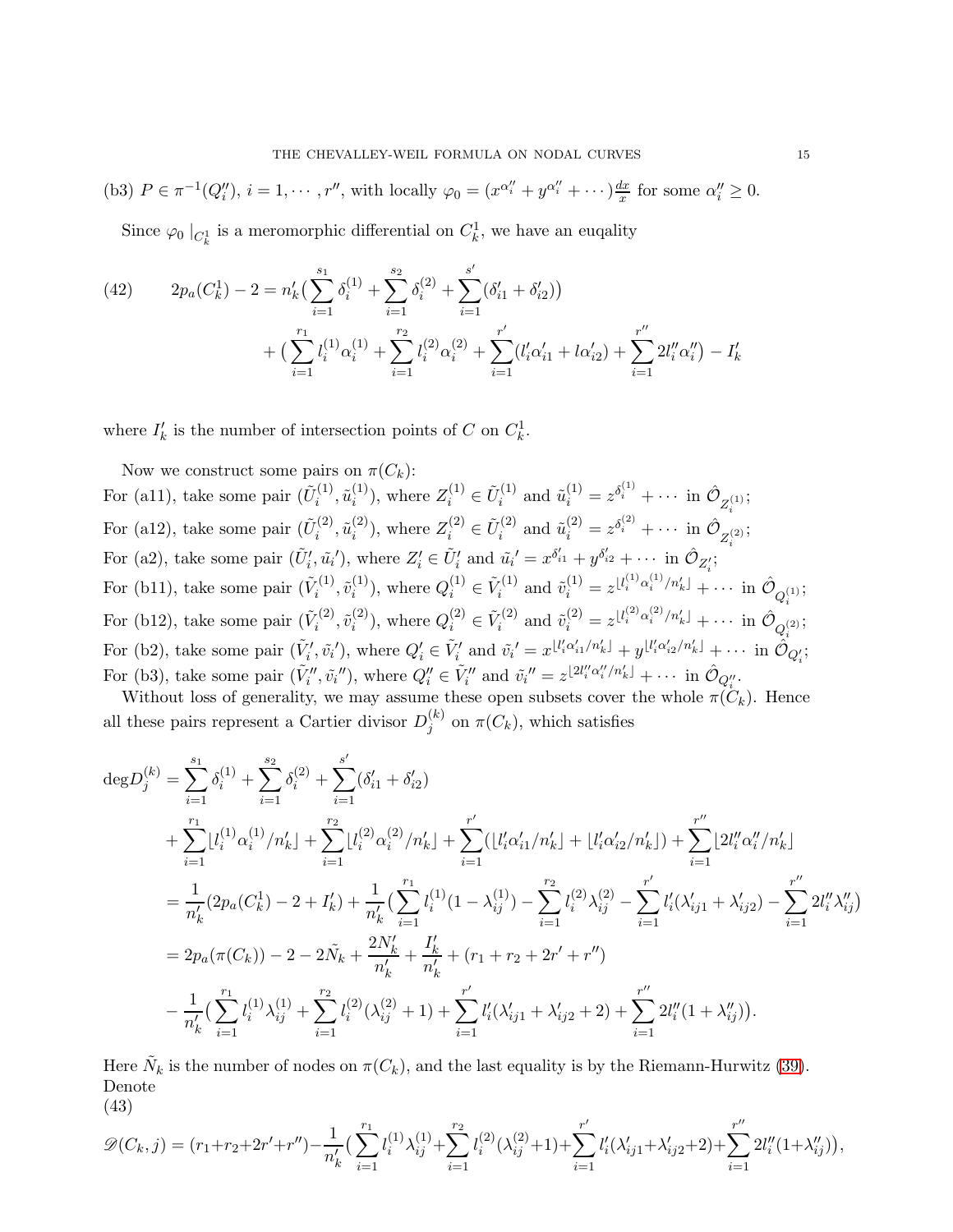(b3) $P \in \pi^{-1}(Q_i'')$, $i = 1, \cdots, r''$, with locally $\varphi_0 = (x^{\alpha_i''} + y^{\alpha_i''} + \cdots)\frac{dx}{x}$ for some $\alpha_i'' \geq 0$.

Since $\varphi_0 \mid_{C_k^1}$ is a meromorphic differential on $C_k^1$, we have an euqality

$$
\begin{aligned}
(42) \qquad 2p_a(C_k^1) - 2 = n_k' \big( \sum_{i=1}^{s_1} \delta_i^{(1)} + \sum_{i=1}^{s_2} \delta_i^{(2)} + \sum_{i=1}^{s'} (\delta_{i1}' + \delta_{i2}') \big) \\
+ \big( \sum_{i=1}^{r_1} l_i^{(1)} \alpha_i^{(1)} + \sum_{i=1}^{r_2} l_i^{(2)} \alpha_i^{(2)} + \sum_{i=1}^{r'} (l_i' \alpha_{i1}' + l \alpha_{i2}') + \sum_{i=1}^{r''} 2 l_i'' \alpha_i'' \big) - I_k'
\end{aligned}
$$

where $I_k'$ is the number of intersection points of $C$ on $C_k^1$.

Now we construct some pairs on $\pi(C_k)$:
For (a11), take some pair $(\tilde{U}_i^{(1)}, \tilde{u}_i^{(1)})$, where $Z_i^{(1)} \in \tilde{U}_i^{(1)}$ and $\tilde{u}_i^{(1)} = z^{\delta_i^{(1)}} + \cdots$ in $\hat{\mathcal{O}}_{Z_i^{(1)}}$;
For (a12), take some pair $(\tilde{U}_i^{(2)}, \tilde{u}_i^{(2)})$, where $Z_i^{(2)} \in \tilde{U}_i^{(2)}$ and $\tilde{u}_i^{(2)} = z^{\delta_i^{(2)}} + \cdots$ in $\hat{\mathcal{O}}_{Z_i^{(2)}}$;
For (a2), take some pair $(\tilde{U}_i', \tilde{u}_i')$, where $Z_i' \in \tilde{U}_i'$ and $\tilde{u}_i' = x^{\delta_{i1}'} + y^{\delta_{i2}'} + \cdots$ in $\hat{\mathcal{O}}_{Z_i'}$;
For (b11), take some pair $(\tilde{V}_i^{(1)}, \tilde{v}_i^{(1)})$, where $Q_i^{(1)} \in \tilde{V}_i^{(1)}$ and $\tilde{v}_i^{(1)} = z^{\lfloor l_i^{(1)} \alpha_i^{(1)} / n_k' \rfloor} + \cdots$ in $\hat{\mathcal{O}}_{Q_i^{(1)}}$;
For (b12), take some pair $(\tilde{V}_i^{(2)}, \tilde{v}_i^{(2)})$, where $Q_i^{(2)} \in \tilde{V}_i^{(2)}$ and $\tilde{v}_i^{(2)} = z^{\lfloor l_i^{(2)} \alpha_i^{(2)} / n_k' \rfloor} + \cdots$ in $\hat{\mathcal{O}}_{Q_i^{(2)}}$;
For (b2), take some pair $(\tilde{V}_i', \tilde{v}_i')$, where $Q_i' \in \tilde{V}_i'$ and $\tilde{v}_i' = x^{\lfloor l_i' \alpha_{i1}' / n_k' \rfloor} + y^{\lfloor l_i' \alpha_{i2}' / n_k' \rfloor} + \cdots$ in $\hat{\mathcal{O}}_{Q_i'}$;
For (b3), take some pair $(\tilde{V}_i'', \tilde{v}_i'')$, where $Q_i'' \in \tilde{V}_i''$ and $\tilde{v}_i'' = z^{\lfloor 2 l_i'' \alpha_i'' / n_k' \rfloor} + \cdots$ in $\hat{\mathcal{O}}_{Q_i''}$.

Without loss of generality, we may assume these open subsets cover the whole $\pi(C_k)$. Hence all these pairs represent a Cartier divisor $D_j^{(k)}$ on $\pi(C_k)$, which satisfies

$$
\begin{aligned}
\deg D_j^{(k)} &= \sum_{i=1}^{s_1} \delta_i^{(1)} + \sum_{i=1}^{s_2} \delta_i^{(2)} + \sum_{i=1}^{s'} (\delta_{i1}' + \delta_{i2}') \\
&+ \sum_{i=1}^{r_1} \lfloor l_i^{(1)} \alpha_i^{(1)} / n_k' \rfloor + \sum_{i=1}^{r_2} \lfloor l_i^{(2)} \alpha_i^{(2)} / n_k' \rfloor + \sum_{i=1}^{r'} (\lfloor l_i' \alpha_{i1}' / n_k' \rfloor + \lfloor l_i' \alpha_{i2}' / n_k' \rfloor) + \sum_{i=1}^{r''} \lfloor 2 l_i'' \alpha_i'' / n_k' \rfloor \\
&= \frac{1}{n_k'} (2p_a(C_k^1) - 2 + I_k') + \frac{1}{n_k'} \big( \sum_{i=1}^{r_1} l_i^{(1)} (1 - \lambda_{ij}^{(1)}) - \sum_{i=1}^{r_2} l_i^{(2)} \lambda_{ij}^{(2)} - \sum_{i=1}^{r'} l_i' (\lambda_{ij1}' + \lambda_{ij2}') - \sum_{i=1}^{r''} 2 l_i'' \lambda_{ij}'' \big) \\
&= 2p_a(\pi(C_k)) - 2 - 2\tilde{N}_k + \frac{2N_k'}{n_k'} + \frac{I_k'}{n_k'} + (r_1 + r_2 + 2r' + r'') \\
&- \frac{1}{n_k'} \big( \sum_{i=1}^{r_1} l_i^{(1)} \lambda_{ij}^{(1)} + \sum_{i=1}^{r_2} l_i^{(2)} (\lambda_{ij}^{(2)} + 1) + \sum_{i=1}^{r'} l_i' (\lambda_{ij1}' + \lambda_{ij2}' + 2) + \sum_{i=1}^{r''} 2 l_i'' (1 + \lambda_{ij}'') \big).
\end{aligned}
$$

Here $\tilde{N}_k$ is the number of nodes on $\pi(C_k)$, and the last equality is by the Riemann-Hurwitz (39). Denote

$$
(43) \quad \mathscr{D}(C_k, j) = (r_1 + r_2 + 2r' + r'') - \frac{1}{n_k'} \big( \sum_{i=1}^{r_1} l_i^{(1)} \lambda_{ij}^{(1)} + \sum_{i=1}^{r_2} l_i^{(2)} (\lambda_{ij}^{(2)} + 1) + \sum_{i=1}^{r'} l_i' (\lambda_{ij1}' + \lambda_{ij2}' + 2) + \sum_{i=1}^{r''} 2 l_i'' (1 + \lambda_{ij}'') \big),
$$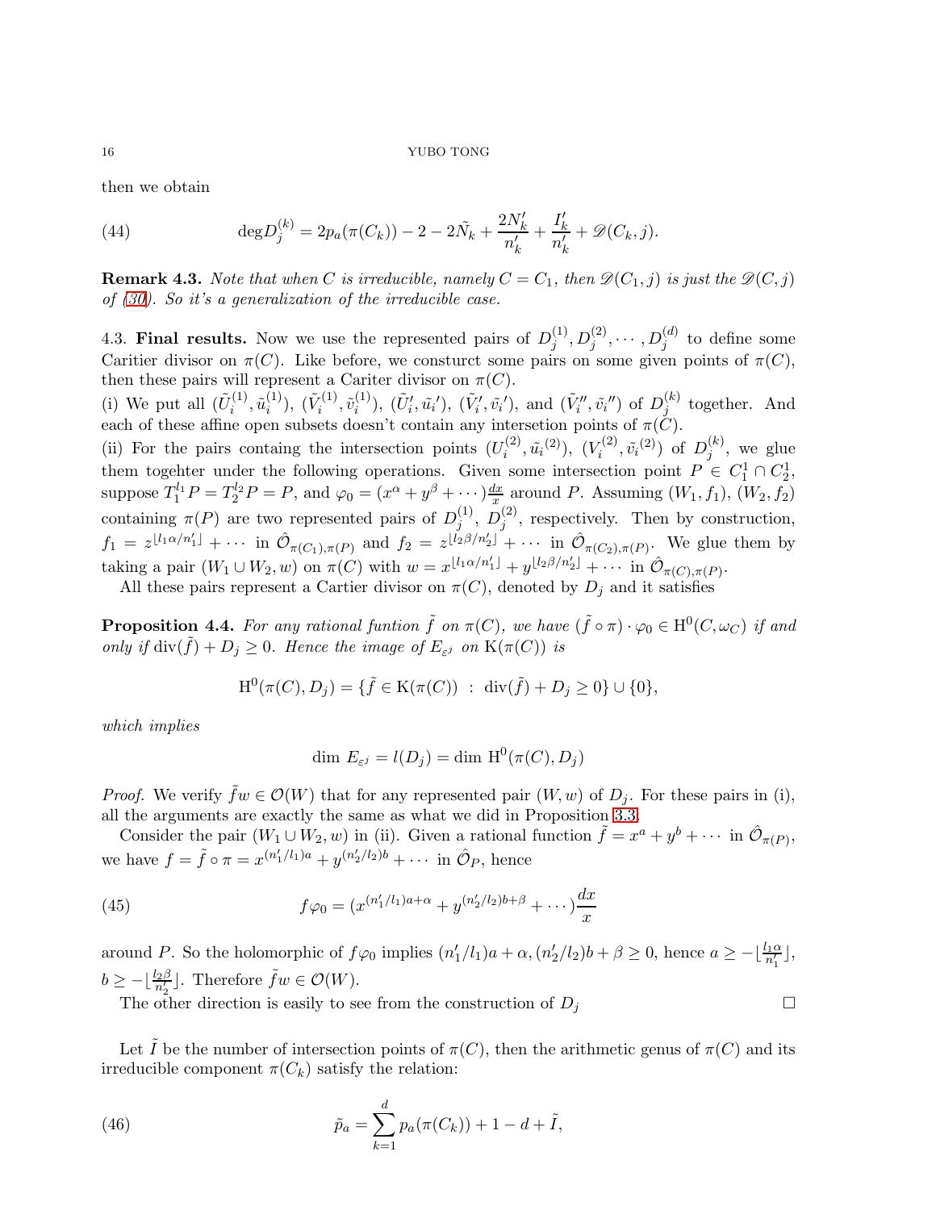then we obtain

$$\deg D_j^{(k)} = 2p_a(\pi(C_k)) - 2 - 2\tilde{N}_k + \frac{2N_k'}{n_k'} + \frac{I_k'}{n_k'} + \mathscr{D}(C_k, j). \tag{44}$$

**Remark 4.3.** *Note that when $C$ is irreducible, namely $C = C_1$, then $\mathscr{D}(C_1, j)$ is just the $\mathscr{D}(C, j)$ of (30). So it's a generalization of the irreducible case.*

4.3. **Final results.** Now we use the represented pairs of $D_j^{(1)}, D_j^{(2)}, \cdots, D_j^{(d)}$ to define some Caritier divisor on $\pi(C)$. Like before, we consturct some pairs on some given points of $\pi(C)$, then these pairs will represent a Cariter divisor on $\pi(C)$.

(i) We put all $(\tilde{U}_i^{(1)}, \tilde{u}_i^{(1)})$, $(\tilde{V}_i^{(1)}, \tilde{v}_i^{(1)})$, $(\tilde{U}_i', \tilde{u}_i')$, $(\tilde{V}_i', \tilde{v}_i')$, and $(\tilde{V}_i'', \tilde{v}_i'')$ of $D_j^{(k)}$ together. And each of these affine open subsets doesn't contain any intersetion points of $\pi(C)$.

(ii) For the pairs containg the intersection points $(U_i^{(2)}, \tilde{u}_i^{(2)})$, $(V_i^{(2)}, \tilde{v}_i^{(2)})$ of $D_j^{(k)}$, we glue them togehter under the following operations. Given some intersection point $P \in C_1^1 \cap C_2^1$, suppose $T_1^{l_1}P = T_2^{l_2}P = P$, and $\varphi_0 = (x^\alpha + y^\beta + \cdots)\frac{dx}{x}$ around $P$. Assuming $(W_1, f_1)$, $(W_2, f_2)$ containing $\pi(P)$ are two represented pairs of $D_j^{(1)}$, $D_j^{(2)}$, respectively. Then by construction, $f_1 = z^{\lfloor l_1\alpha/n_1' \rfloor} + \cdots$ in $\hat{\mathcal{O}}_{\pi(C_1), \pi(P)}$ and $f_2 = z^{\lfloor l_2\beta/n_2' \rfloor} + \cdots$ in $\hat{\mathcal{O}}_{\pi(C_2), \pi(P)}$. We glue them by taking a pair $(W_1 \cup W_2, w)$ on $\pi(C)$ with $w = x^{\lfloor l_1\alpha/n_1' \rfloor} + y^{\lfloor l_2\beta/n_2' \rfloor} + \cdots$ in $\hat{\mathcal{O}}_{\pi(C), \pi(P)}$.

All these pairs represent a Cartier divisor on $\pi(C)$, denoted by $D_j$ and it satisfies

**Proposition 4.4.** *For any rational funtion $\tilde{f}$ on $\pi(C)$, we have $(\tilde{f} \circ \pi) \cdot \varphi_0 \in \mathrm{H}^0(C, \omega_C)$ if and only if $\mathrm{div}(\tilde{f}) + D_j \geq 0$. Hence the image of $E_{\varepsilon^j}$ on $\mathrm{K}(\pi(C))$ is*

$$\mathrm{H}^0(\pi(C), D_j) = \{\tilde{f} \in \mathrm{K}(\pi(C)) \ : \ \mathrm{div}(\tilde{f}) + D_j \geq 0\} \cup \{0\},$$

*which implies*

$$\dim\, E_{\varepsilon^j} = l(D_j) = \dim\, \mathrm{H}^0(\pi(C), D_j)$$

*Proof.* We verify $\tilde{f}w \in \mathcal{O}(W)$ that for any represented pair $(W, w)$ of $D_j$. For these pairs in (i), all the arguments are exactly the same as what we did in Proposition 3.3.

Consider the pair $(W_1 \cup W_2, w)$ in (ii). Given a rational function $\tilde{f} = x^a + y^b + \cdots$ in $\hat{\mathcal{O}}_{\pi(P)}$, we have $f = \tilde{f} \circ \pi = x^{(n_1'/l_1)a} + y^{(n_2'/l_2)b} + \cdots$ in $\hat{\mathcal{O}}_P$, hence

$$f\varphi_0 = (x^{(n_1'/l_1)a+\alpha} + y^{(n_2'/l_2)b+\beta} + \cdots)\frac{dx}{x} \tag{45}$$

around $P$. So the holomorphic of $f\varphi_0$ implies $(n_1'/l_1)a + \alpha, (n_2'/l_2)b + \beta \geq 0$, hence $a \geq -\lfloor \frac{l_1\alpha}{n_1'} \rfloor$, $b \geq -\lfloor \frac{l_2\beta}{n_2'} \rfloor$. Therefore $\tilde{f}w \in \mathcal{O}(W)$.

The other direction is easily to see from the construction of $D_j$ $\square$

Let $\tilde{I}$ be the number of intersection points of $\pi(C)$, then the arithmetic genus of $\pi(C)$ and its irreducible component $\pi(C_k)$ satisfy the relation:

$$\tilde{p}_a = \sum_{k=1}^{d} p_a(\pi(C_k)) + 1 - d + \tilde{I}, \tag{46}$$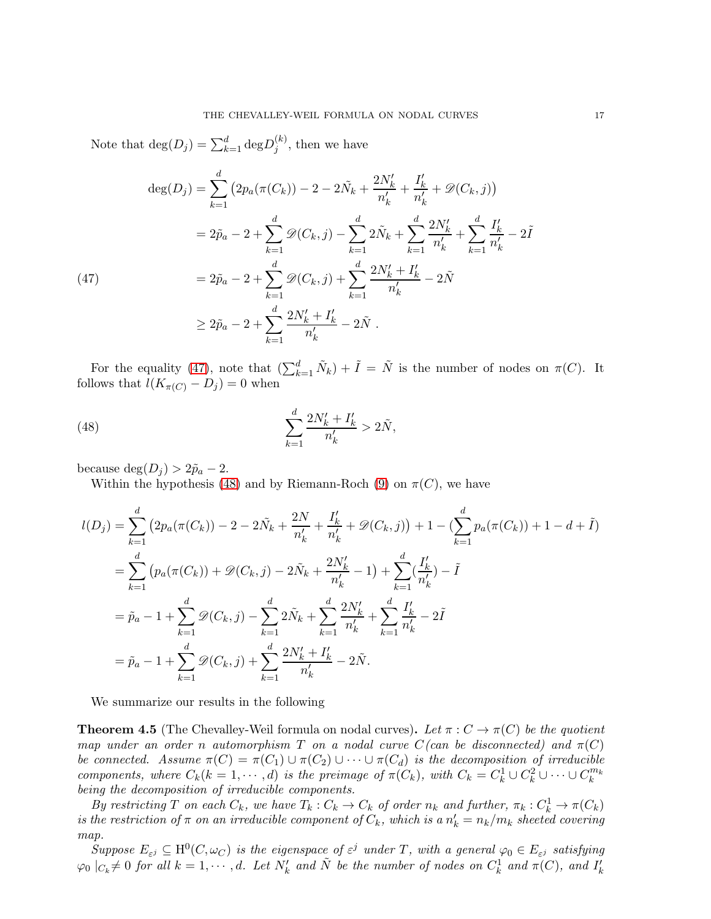Note that $\deg(D_j) = \sum_{k=1}^{d} \deg D_j^{(k)}$, then we have

$$
\begin{aligned}
\deg(D_j) &= \sum_{k=1}^{d} \left(2p_a(\pi(C_k)) - 2 - 2\tilde{N}_k + \frac{2N'_k}{n'_k} + \frac{I'_k}{n'_k} + \mathscr{D}(C_k, j)\right) \\
&= 2\tilde{p}_a - 2 + \sum_{k=1}^{d} \mathscr{D}(C_k, j) - \sum_{k=1}^{d} 2\tilde{N}_k + \sum_{k=1}^{d} \frac{2N'_k}{n'_k} + \sum_{k=1}^{d} \frac{I'_k}{n'_k} - 2\tilde{I} \\
&= 2\tilde{p}_a - 2 + \sum_{k=1}^{d} \mathscr{D}(C_k, j) + \sum_{k=1}^{d} \frac{2N'_k + I'_k}{n'_k} - 2\tilde{N} \qquad (47) \\
&\geq 2\tilde{p}_a - 2 + \sum_{k=1}^{d} \frac{2N'_k + I'_k}{n'_k} - 2\tilde{N}\ .
\end{aligned}
$$

For the equality (47), note that $(\sum_{k=1}^{d} \tilde{N}_k) + \tilde{I} = \tilde{N}$ is the number of nodes on $\pi(C)$. It follows that $l(K_{\pi(C)} - D_j) = 0$ when

$$
\sum_{k=1}^{d} \frac{2N'_k + I'_k}{n'_k} > 2\tilde{N}, \tag{48}
$$

because $\deg(D_j) > 2\tilde{p}_a - 2$.

Within the hypothesis (48) and by Riemann-Roch (9) on $\pi(C)$, we have

$$
\begin{aligned}
l(D_j) &= \sum_{k=1}^{d} \left(2p_a(\pi(C_k)) - 2 - 2\tilde{N}_k + \frac{2N}{n'_k} + \frac{I'_k}{n'_k} + \mathscr{D}(C_k, j)\right) + 1 - (\sum_{k=1}^{d} p_a(\pi(C_k)) + 1 - d + \tilde{I}) \\
&= \sum_{k=1}^{d} \left(p_a(\pi(C_k)) + \mathscr{D}(C_k, j) - 2\tilde{N}_k + \frac{2N'_k}{n'_k} - 1\right) + \sum_{k=1}^{d} (\frac{I'_k}{n'_k}) - \tilde{I} \\
&= \tilde{p}_a - 1 + \sum_{k=1}^{d} \mathscr{D}(C_k, j) - \sum_{k=1}^{d} 2\tilde{N}_k + \sum_{k=1}^{d} \frac{2N'_k}{n'_k} + \sum_{k=1}^{d} \frac{I'_k}{n'_k} - 2\tilde{I} \\
&= \tilde{p}_a - 1 + \sum_{k=1}^{d} \mathscr{D}(C_k, j) + \sum_{k=1}^{d} \frac{2N'_k + I'_k}{n'_k} - 2\tilde{N}.
\end{aligned}
$$

We summarize our results in the following

**Theorem 4.5** (The Chevalley-Weil formula on nodal curves)**.** *Let $\pi : C \to \pi(C)$ be the quotient map under an order $n$ automorphism $T$ on a nodal curve $C$ (can be disconnected) and $\pi(C)$ be connected. Assume $\pi(C) = \pi(C_1) \cup \pi(C_2) \cup \cdots \cup \pi(C_d)$ is the decomposition of irreducible components, where $C_k (k = 1, \cdots, d)$ is the preimage of $\pi(C_k)$, with $C_k = C_k^1 \cup C_k^2 \cup \cdots \cup C_k^{m_k}$ being the decomposition of irreducible components.*

*By restricting $T$ on each $C_k$, we have $T_k : C_k \to C_k$ of order $n_k$ and further, $\pi_k : C_k^1 \to \pi(C_k)$ is the restriction of $\pi$ on an irreducible component of $C_k$, which is a $n'_k = n_k/m_k$ sheeted covering map.*

*Suppose $E_{\varepsilon^j} \subseteq \mathrm{H}^0(C, \omega_C)$ is the eigenspace of $\varepsilon^j$ under $T$, with a general $\varphi_0 \in E_{\varepsilon^j}$ satisfying $\varphi_0 \mid_{C_k} \neq 0$ for all $k = 1, \cdots, d$. Let $N'_k$ and $\tilde{N}$ be the number of nodes on $C_k^1$ and $\pi(C)$, and $I'_k$*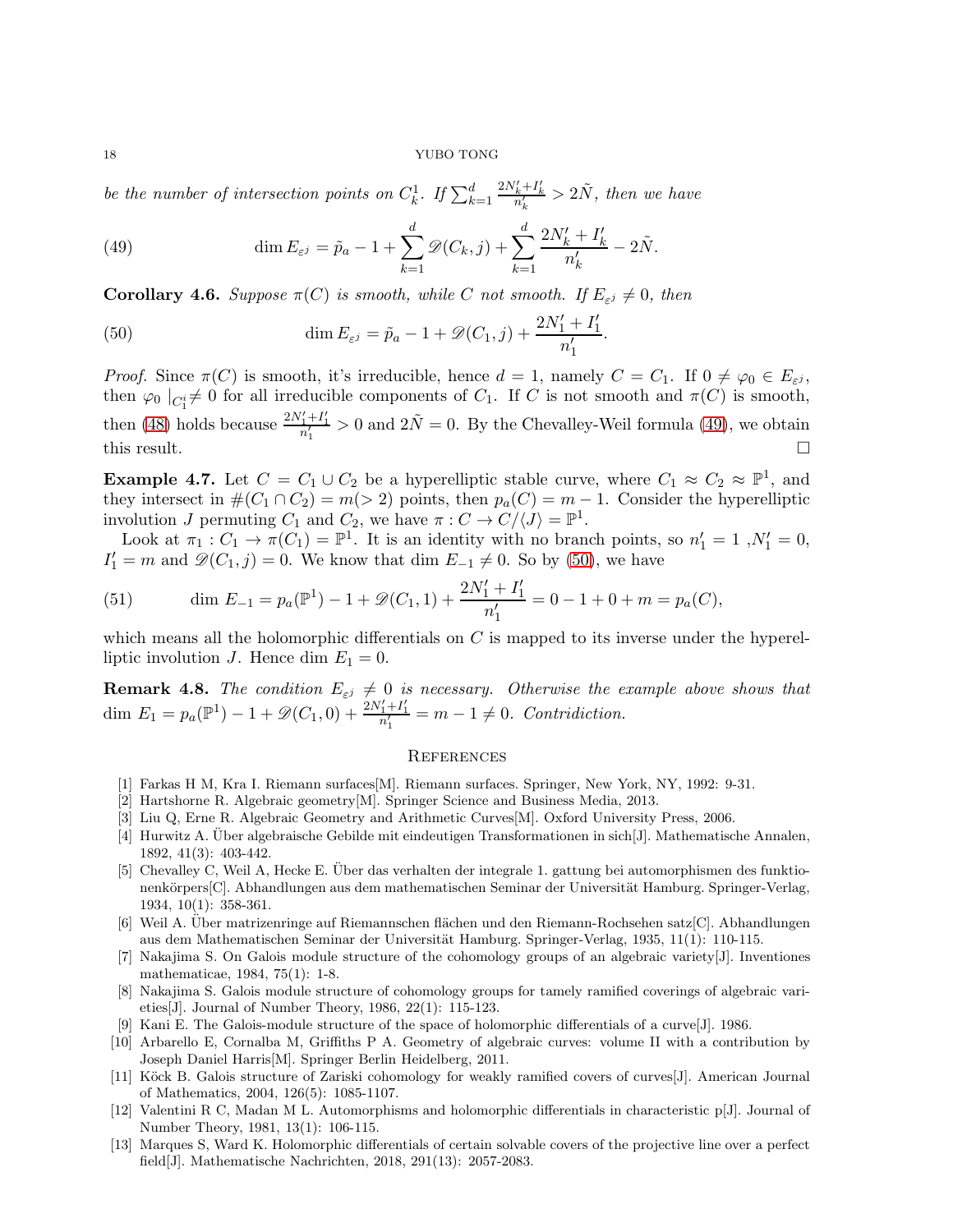*be the number of intersection points on $C_k^1$. If $\sum_{k=1}^{d} \frac{2N_k'+I_k'}{n_k'} > 2\tilde{N}$, then we have*

$$\dim E_{\varepsilon^j} = \tilde{p}_a - 1 + \sum_{k=1}^{d} \mathscr{D}(C_k, j) + \sum_{k=1}^{d} \frac{2N_k' + I_k'}{n_k'} - 2\tilde{N}. \tag{49}$$

**Corollary 4.6.** *Suppose $\pi(C)$ is smooth, while $C$ not smooth. If $E_{\varepsilon^j} \neq 0$, then*

$$\dim E_{\varepsilon^j} = \tilde{p}_a - 1 + \mathscr{D}(C_1, j) + \frac{2N_1' + I_1'}{n_1'}. \tag{50}$$

*Proof.* Since $\pi(C)$ is smooth, it's irreducible, hence $d = 1$, namely $C = C_1$. If $0 \neq \varphi_0 \in E_{\varepsilon^j}$, then $\varphi_0 \mid_{C_1^i} \neq 0$ for all irreducible components of $C_1$. If $C$ is not smooth and $\pi(C)$ is smooth, then (48) holds because $\frac{2N_1'+I_1'}{n_1'} > 0$ and $2\tilde{N} = 0$. By the Chevalley-Weil formula (49), we obtain this result. □

**Example 4.7.** Let $C = C_1 \cup C_2$ be a hyperelliptic stable curve, where $C_1 \approx C_2 \approx \mathbb{P}^1$, and they intersect in $\#(C_1 \cap C_2) = m(> 2)$ points, then $p_a(C) = m - 1$. Consider the hyperelliptic involution $J$ permuting $C_1$ and $C_2$, we have $\pi : C \to C/\langle J \rangle = \mathbb{P}^1$.

Look at $\pi_1 : C_1 \to \pi(C_1) = \mathbb{P}^1$. It is an identity with no branch points, so $n_1' = 1$ ,$N_1' = 0$, $I_1' = m$ and $\mathscr{D}(C_1, j) = 0$. We know that $\dim E_{-1} \neq 0$. So by (50), we have

$$\dim\ E_{-1} = p_a(\mathbb{P}^1) - 1 + \mathscr{D}(C_1, 1) + \frac{2N_1' + I_1'}{n_1'} = 0 - 1 + 0 + m = p_a(C), \tag{51}$$

which means all the holomorphic differentials on $C$ is mapped to its inverse under the hyperelliptic involution $J$. Hence $\dim\ E_1 = 0$.

**Remark 4.8.** *The condition $E_{\varepsilon^j} \neq 0$ is necessary. Otherwise the example above shows that $\dim\ E_1 = p_a(\mathbb{P}^1) - 1 + \mathscr{D}(C_1, 0) + \frac{2N_1'+I_1'}{n_1'} = m - 1 \neq 0$. Contridiction.*

## References

[1] Farkas H M, Kra I. Riemann surfaces[M]. Riemann surfaces. Springer, New York, NY, 1992: 9-31.

[2] Hartshorne R. Algebraic geometry[M]. Springer Science and Business Media, 2013.

[3] Liu Q, Erne R. Algebraic Geometry and Arithmetic Curves[M]. Oxford University Press, 2006.

[4] Hurwitz A. Über algebraische Gebilde mit eindeutigen Transformationen in sich[J]. Mathematische Annalen, 1892, 41(3): 403-442.

[5] Chevalley C, Weil A, Hecke E. Über das verhalten der integrale 1. gattung bei automorphismen des funktionenkörpers[C]. Abhandlungen aus dem mathematischen Seminar der Universität Hamburg. Springer-Verlag, 1934, 10(1): 358-361.

[6] Weil A. Über matrizenringe auf Riemannschen flächen und den Riemann-Rochsehen satz[C]. Abhandlungen aus dem Mathematischen Seminar der Universität Hamburg. Springer-Verlag, 1935, 11(1): 110-115.

[7] Nakajima S. On Galois module structure of the cohomology groups of an algebraic variety[J]. Inventiones mathematicae, 1984, 75(1): 1-8.

[8] Nakajima S. Galois module structure of cohomology groups for tamely ramified coverings of algebraic varieties[J]. Journal of Number Theory, 1986, 22(1): 115-123.

[9] Kani E. The Galois-module structure of the space of holomorphic differentials of a curve[J]. 1986.

[10] Arbarello E, Cornalba M, Griffiths P A. Geometry of algebraic curves: volume II with a contribution by Joseph Daniel Harris[M]. Springer Berlin Heidelberg, 2011.

[11] Köck B. Galois structure of Zariski cohomology for weakly ramified covers of curves[J]. American Journal of Mathematics, 2004, 126(5): 1085-1107.

[12] Valentini R C, Madan M L. Automorphisms and holomorphic differentials in characteristic p[J]. Journal of Number Theory, 1981, 13(1): 106-115.

[13] Marques S, Ward K. Holomorphic differentials of certain solvable covers of the projective line over a perfect field[J]. Mathematische Nachrichten, 2018, 291(13): 2057-2083.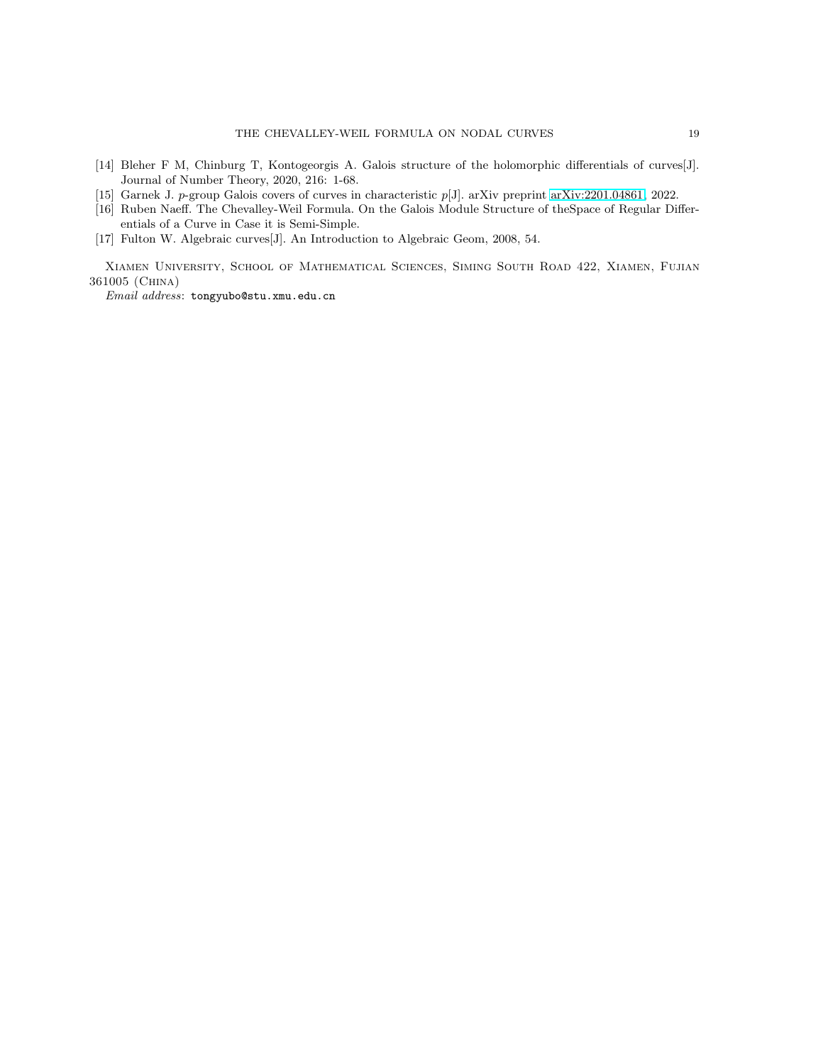- [14] Bleher F M, Chinburg T, Kontogeorgis A. Galois structure of the holomorphic differentials of curves[J]. Journal of Number Theory, 2020, 216: 1-68.
- [15] Garnek J. $p$-group Galois covers of curves in characteristic $p$[J]. arXiv preprint arXiv:2201.04861, 2022.
- [16] Ruben Naeff. The Chevalley-Weil Formula. On the Galois Module Structure of theSpace of Regular Differentials of a Curve in Case it is Semi-Simple.
- [17] Fulton W. Algebraic curves[J]. An Introduction to Algebraic Geom, 2008, 54.

Xiamen University, School of Mathematical Sciences, Siming South Road 422, Xiamen, Fujian 361005 (China)

*Email address*: tongyubo@stu.xmu.edu.cn